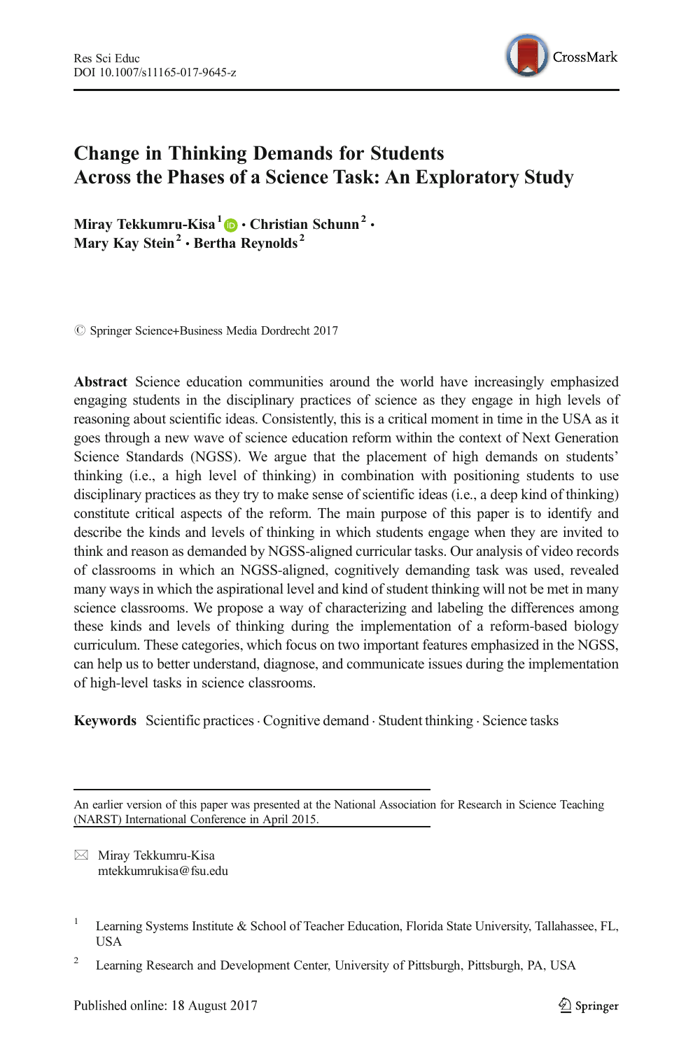# Change in Thinking Demands for Students Across the Phases of a Science Task: An Exploratory Study

**Miray Tekkumru-Kisa**[1] **· Christian Schunn**[2] **· Mary Kay Stein**[2] **· Bertha Reynolds**[2]

© Springer Science+Business Media Dordrecht 2017

**Abstract** Science education communities around the world have increasingly emphasized engaging students in the disciplinary practices of science as they engage in high levels of reasoning about scientific ideas. Consistently, this is a critical moment in time in the USA as it goes through a new wave of science education reform within the context of Next Generation Science Standards (NGSS). We argue that the placement of high demands on students' thinking (i.e., a high level of thinking) in combination with positioning students to use disciplinary practices as they try to make sense of scientific ideas (i.e., a deep kind of thinking) constitute critical aspects of the reform. The main purpose of this paper is to identify and describe the kinds and levels of thinking in which students engage when they are invited to think and reason as demanded by NGSS-aligned curricular tasks. Our analysis of video records of classrooms in which an NGSS-aligned, cognitively demanding task was used, revealed many ways in which the aspirational level and kind of student thinking will not be met in many science classrooms. We propose a way of characterizing and labeling the differences among these kinds and levels of thinking during the implementation of a reform-based biology curriculum. These categories, which focus on two important features emphasized in the NGSS, can help us to better understand, diagnose, and communicate issues during the implementation of high-level tasks in science classrooms.

**Keywords** Scientific practices · Cognitive demand · Student thinking · Science tasks

---

An earlier version of this paper was presented at the National Association for Research in Science Teaching (NARST) International Conference in April 2015.

✉ Miray Tekkumru-Kisa
mtekkumrukisa@fsu.edu

[1] Learning Systems Institute & School of Teacher Education, Florida State University, Tallahassee, FL, USA

[2] Learning Research and Development Center, University of Pittsburgh, Pittsburgh, PA, USA

Published online: 18 August 2017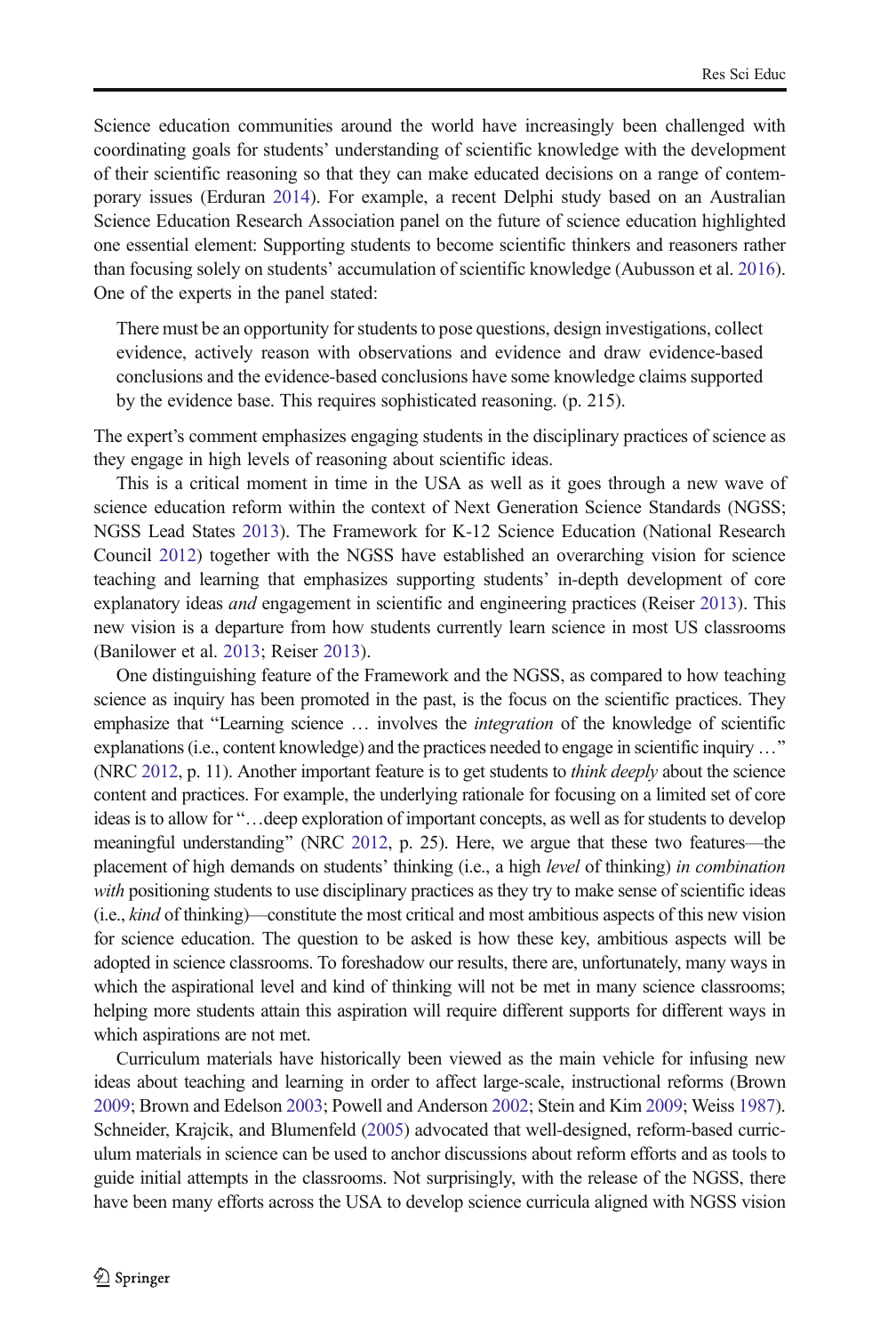Science education communities around the world have increasingly been challenged with coordinating goals for students' understanding of scientific knowledge with the development of their scientific reasoning so that they can make educated decisions on a range of contemporary issues (Erduran 2014). For example, a recent Delphi study based on an Australian Science Education Research Association panel on the future of science education highlighted one essential element: Supporting students to become scientific thinkers and reasoners rather than focusing solely on students' accumulation of scientific knowledge (Aubusson et al. 2016). One of the experts in the panel stated:

> There must be an opportunity for students to pose questions, design investigations, collect evidence, actively reason with observations and evidence and draw evidence-based conclusions and the evidence-based conclusions have some knowledge claims supported by the evidence base. This requires sophisticated reasoning. (p. 215).

The expert's comment emphasizes engaging students in the disciplinary practices of science as they engage in high levels of reasoning about scientific ideas.

This is a critical moment in time in the USA as well as it goes through a new wave of science education reform within the context of Next Generation Science Standards (NGSS; NGSS Lead States 2013). The Framework for K-12 Science Education (National Research Council 2012) together with the NGSS have established an overarching vision for science teaching and learning that emphasizes supporting students' in-depth development of core explanatory ideas *and* engagement in scientific and engineering practices (Reiser 2013). This new vision is a departure from how students currently learn science in most US classrooms (Banilower et al. 2013; Reiser 2013).

One distinguishing feature of the Framework and the NGSS, as compared to how teaching science as inquiry has been promoted in the past, is the focus on the scientific practices. They emphasize that "Learning science … involves the *integration* of the knowledge of scientific explanations (i.e., content knowledge) and the practices needed to engage in scientific inquiry …" (NRC 2012, p. 11). Another important feature is to get students to *think deeply* about the science content and practices. For example, the underlying rationale for focusing on a limited set of core ideas is to allow for "…deep exploration of important concepts, as well as for students to develop meaningful understanding" (NRC 2012, p. 25). Here, we argue that these two features—the placement of high demands on students' thinking (i.e., a high *level* of thinking) *in combination with* positioning students to use disciplinary practices as they try to make sense of scientific ideas (i.e., *kind* of thinking)—constitute the most critical and most ambitious aspects of this new vision for science education. The question to be asked is how these key, ambitious aspects will be adopted in science classrooms. To foreshadow our results, there are, unfortunately, many ways in which the aspirational level and kind of thinking will not be met in many science classrooms; helping more students attain this aspiration will require different supports for different ways in which aspirations are not met.

Curriculum materials have historically been viewed as the main vehicle for infusing new ideas about teaching and learning in order to affect large-scale, instructional reforms (Brown 2009; Brown and Edelson 2003; Powell and Anderson 2002; Stein and Kim 2009; Weiss 1987). Schneider, Krajcik, and Blumenfeld (2005) advocated that well-designed, reform-based curriculum materials in science can be used to anchor discussions about reform efforts and as tools to guide initial attempts in the classrooms. Not surprisingly, with the release of the NGSS, there have been many efforts across the USA to develop science curricula aligned with NGSS vision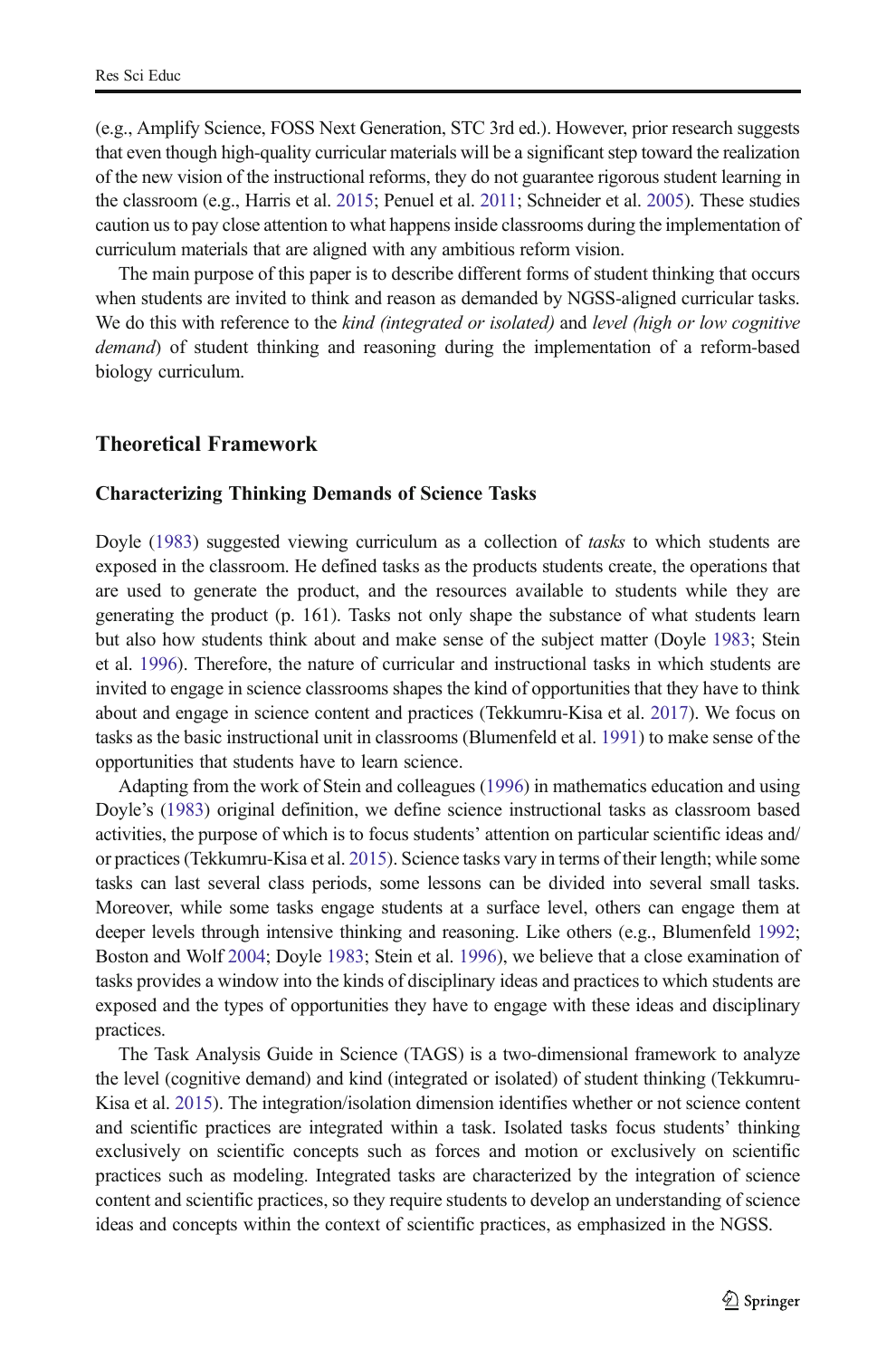(e.g., Amplify Science, FOSS Next Generation, STC 3rd ed.). However, prior research suggests that even though high-quality curricular materials will be a significant step toward the realization of the new vision of the instructional reforms, they do not guarantee rigorous student learning in the classroom (e.g., Harris et al. 2015; Penuel et al. 2011; Schneider et al. 2005). These studies caution us to pay close attention to what happens inside classrooms during the implementation of curriculum materials that are aligned with any ambitious reform vision.

The main purpose of this paper is to describe different forms of student thinking that occurs when students are invited to think and reason as demanded by NGSS-aligned curricular tasks. We do this with reference to the *kind (integrated or isolated)* and *level (high or low cognitive demand*) of student thinking and reasoning during the implementation of a reform-based biology curriculum.

## Theoretical Framework

### Characterizing Thinking Demands of Science Tasks

Doyle (1983) suggested viewing curriculum as a collection of *tasks* to which students are exposed in the classroom. He defined tasks as the products students create, the operations that are used to generate the product, and the resources available to students while they are generating the product (p. 161). Tasks not only shape the substance of what students learn but also how students think about and make sense of the subject matter (Doyle 1983; Stein et al. 1996). Therefore, the nature of curricular and instructional tasks in which students are invited to engage in science classrooms shapes the kind of opportunities that they have to think about and engage in science content and practices (Tekkumru-Kisa et al. 2017). We focus on tasks as the basic instructional unit in classrooms (Blumenfeld et al. 1991) to make sense of the opportunities that students have to learn science.

Adapting from the work of Stein and colleagues (1996) in mathematics education and using Doyle's (1983) original definition, we define science instructional tasks as classroom based activities, the purpose of which is to focus students' attention on particular scientific ideas and/or practices (Tekkumru-Kisa et al. 2015). Science tasks vary in terms of their length; while some tasks can last several class periods, some lessons can be divided into several small tasks. Moreover, while some tasks engage students at a surface level, others can engage them at deeper levels through intensive thinking and reasoning. Like others (e.g., Blumenfeld 1992; Boston and Wolf 2004; Doyle 1983; Stein et al. 1996), we believe that a close examination of tasks provides a window into the kinds of disciplinary ideas and practices to which students are exposed and the types of opportunities they have to engage with these ideas and disciplinary practices.

The Task Analysis Guide in Science (TAGS) is a two-dimensional framework to analyze the level (cognitive demand) and kind (integrated or isolated) of student thinking (Tekkumru-Kisa et al. 2015). The integration/isolation dimension identifies whether or not science content and scientific practices are integrated within a task. Isolated tasks focus students' thinking exclusively on scientific concepts such as forces and motion or exclusively on scientific practices such as modeling. Integrated tasks are characterized by the integration of science content and scientific practices, so they require students to develop an understanding of science ideas and concepts within the context of scientific practices, as emphasized in the NGSS.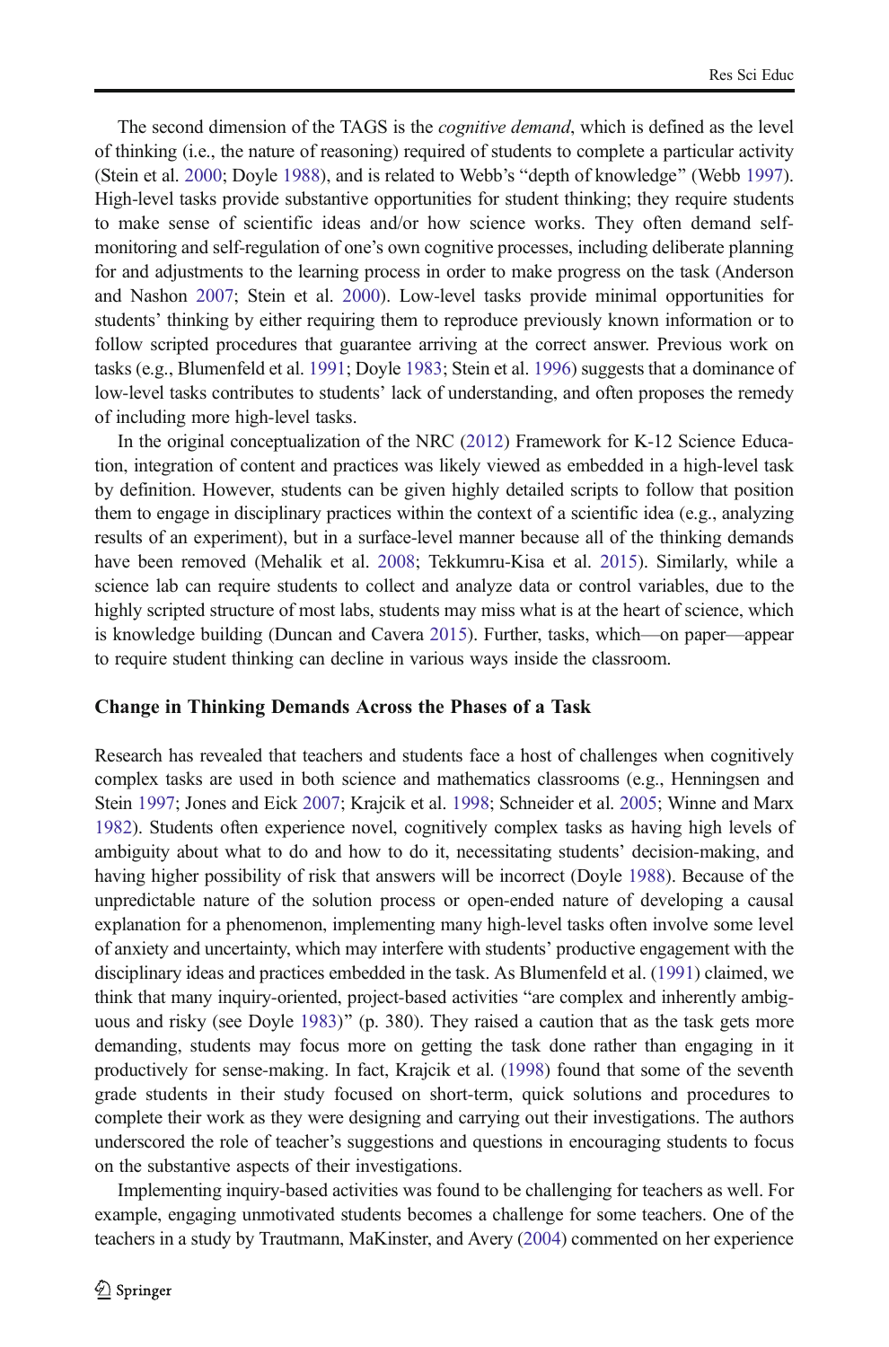The second dimension of the TAGS is the *cognitive demand*, which is defined as the level of thinking (i.e., the nature of reasoning) required of students to complete a particular activity (Stein et al. 2000; Doyle 1988), and is related to Webb's "depth of knowledge" (Webb 1997). High-level tasks provide substantive opportunities for student thinking; they require students to make sense of scientific ideas and/or how science works. They often demand self-monitoring and self-regulation of one's own cognitive processes, including deliberate planning for and adjustments to the learning process in order to make progress on the task (Anderson and Nashon 2007; Stein et al. 2000). Low-level tasks provide minimal opportunities for students' thinking by either requiring them to reproduce previously known information or to follow scripted procedures that guarantee arriving at the correct answer. Previous work on tasks (e.g., Blumenfeld et al. 1991; Doyle 1983; Stein et al. 1996) suggests that a dominance of low-level tasks contributes to students' lack of understanding, and often proposes the remedy of including more high-level tasks.

In the original conceptualization of the NRC (2012) Framework for K-12 Science Education, integration of content and practices was likely viewed as embedded in a high-level task by definition. However, students can be given highly detailed scripts to follow that position them to engage in disciplinary practices within the context of a scientific idea (e.g., analyzing results of an experiment), but in a surface-level manner because all of the thinking demands have been removed (Mehalik et al. 2008; Tekkumru-Kisa et al. 2015). Similarly, while a science lab can require students to collect and analyze data or control variables, due to the highly scripted structure of most labs, students may miss what is at the heart of science, which is knowledge building (Duncan and Cavera 2015). Further, tasks, which—on paper—appear to require student thinking can decline in various ways inside the classroom.

### Change in Thinking Demands Across the Phases of a Task

Research has revealed that teachers and students face a host of challenges when cognitively complex tasks are used in both science and mathematics classrooms (e.g., Henningsen and Stein 1997; Jones and Eick 2007; Krajcik et al. 1998; Schneider et al. 2005; Winne and Marx 1982). Students often experience novel, cognitively complex tasks as having high levels of ambiguity about what to do and how to do it, necessitating students' decision-making, and having higher possibility of risk that answers will be incorrect (Doyle 1988). Because of the unpredictable nature of the solution process or open-ended nature of developing a causal explanation for a phenomenon, implementing many high-level tasks often involve some level of anxiety and uncertainty, which may interfere with students' productive engagement with the disciplinary ideas and practices embedded in the task. As Blumenfeld et al. (1991) claimed, we think that many inquiry-oriented, project-based activities "are complex and inherently ambiguous and risky (see Doyle 1983)" (p. 380). They raised a caution that as the task gets more demanding, students may focus more on getting the task done rather than engaging in it productively for sense-making. In fact, Krajcik et al. (1998) found that some of the seventh grade students in their study focused on short-term, quick solutions and procedures to complete their work as they were designing and carrying out their investigations. The authors underscored the role of teacher's suggestions and questions in encouraging students to focus on the substantive aspects of their investigations.

Implementing inquiry-based activities was found to be challenging for teachers as well. For example, engaging unmotivated students becomes a challenge for some teachers. One of the teachers in a study by Trautmann, MaKinster, and Avery (2004) commented on her experience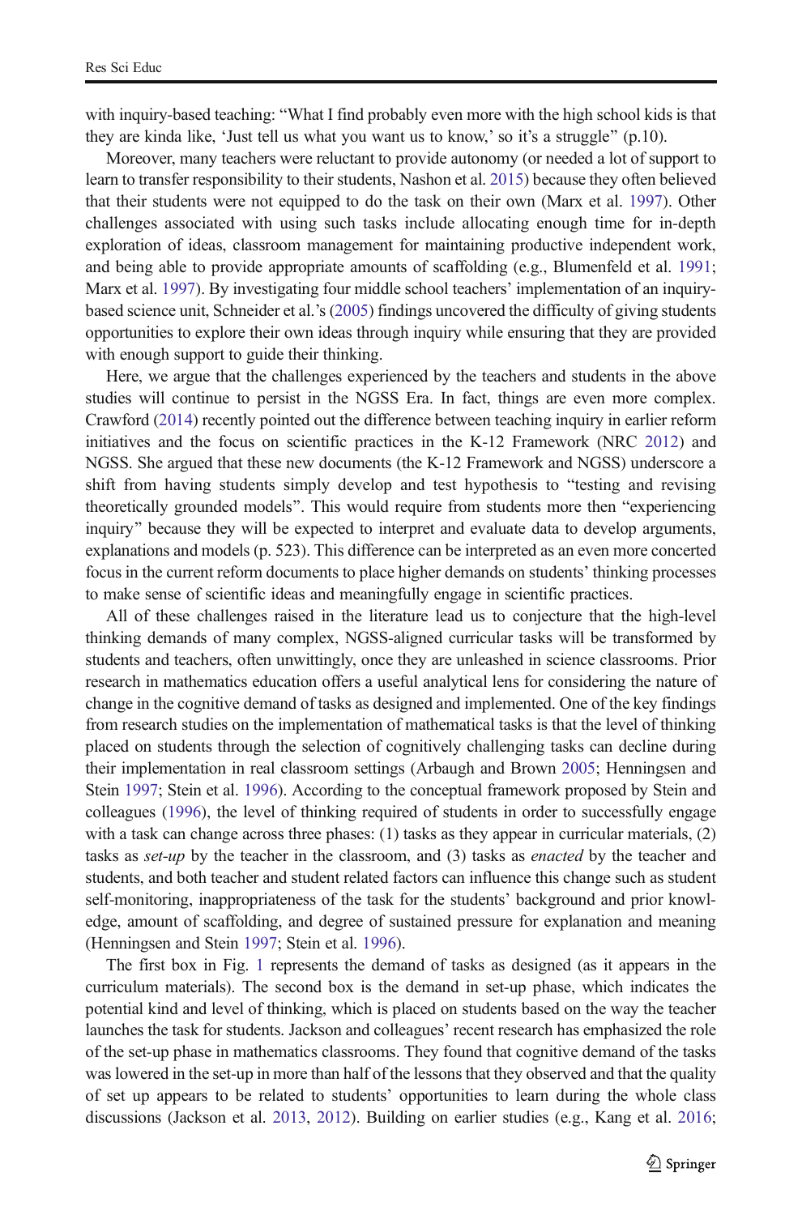with inquiry-based teaching: "What I find probably even more with the high school kids is that they are kinda like, 'Just tell us what you want us to know,' so it's a struggle" (p.10).

Moreover, many teachers were reluctant to provide autonomy (or needed a lot of support to learn to transfer responsibility to their students, Nashon et al. 2015) because they often believed that their students were not equipped to do the task on their own (Marx et al. 1997). Other challenges associated with using such tasks include allocating enough time for in-depth exploration of ideas, classroom management for maintaining productive independent work, and being able to provide appropriate amounts of scaffolding (e.g., Blumenfeld et al. 1991; Marx et al. 1997). By investigating four middle school teachers' implementation of an inquiry-based science unit, Schneider et al.'s (2005) findings uncovered the difficulty of giving students opportunities to explore their own ideas through inquiry while ensuring that they are provided with enough support to guide their thinking.

Here, we argue that the challenges experienced by the teachers and students in the above studies will continue to persist in the NGSS Era. In fact, things are even more complex. Crawford (2014) recently pointed out the difference between teaching inquiry in earlier reform initiatives and the focus on scientific practices in the K-12 Framework (NRC 2012) and NGSS. She argued that these new documents (the K-12 Framework and NGSS) underscore a shift from having students simply develop and test hypothesis to "testing and revising theoretically grounded models". This would require from students more then "experiencing inquiry" because they will be expected to interpret and evaluate data to develop arguments, explanations and models (p. 523). This difference can be interpreted as an even more concerted focus in the current reform documents to place higher demands on students' thinking processes to make sense of scientific ideas and meaningfully engage in scientific practices.

All of these challenges raised in the literature lead us to conjecture that the high-level thinking demands of many complex, NGSS-aligned curricular tasks will be transformed by students and teachers, often unwittingly, once they are unleashed in science classrooms. Prior research in mathematics education offers a useful analytical lens for considering the nature of change in the cognitive demand of tasks as designed and implemented. One of the key findings from research studies on the implementation of mathematical tasks is that the level of thinking placed on students through the selection of cognitively challenging tasks can decline during their implementation in real classroom settings (Arbaugh and Brown 2005; Henningsen and Stein 1997; Stein et al. 1996). According to the conceptual framework proposed by Stein and colleagues (1996), the level of thinking required of students in order to successfully engage with a task can change across three phases: (1) tasks as they appear in curricular materials, (2) tasks as *set-up* by the teacher in the classroom, and (3) tasks as *enacted* by the teacher and students, and both teacher and student related factors can influence this change such as student self-monitoring, inappropriateness of the task for the students' background and prior knowledge, amount of scaffolding, and degree of sustained pressure for explanation and meaning (Henningsen and Stein 1997; Stein et al. 1996).

The first box in Fig. 1 represents the demand of tasks as designed (as it appears in the curriculum materials). The second box is the demand in set-up phase, which indicates the potential kind and level of thinking, which is placed on students based on the way the teacher launches the task for students. Jackson and colleagues' recent research has emphasized the role of the set-up phase in mathematics classrooms. They found that cognitive demand of the tasks was lowered in the set-up in more than half of the lessons that they observed and that the quality of set up appears to be related to students' opportunities to learn during the whole class discussions (Jackson et al. 2013, 2012). Building on earlier studies (e.g., Kang et al. 2016;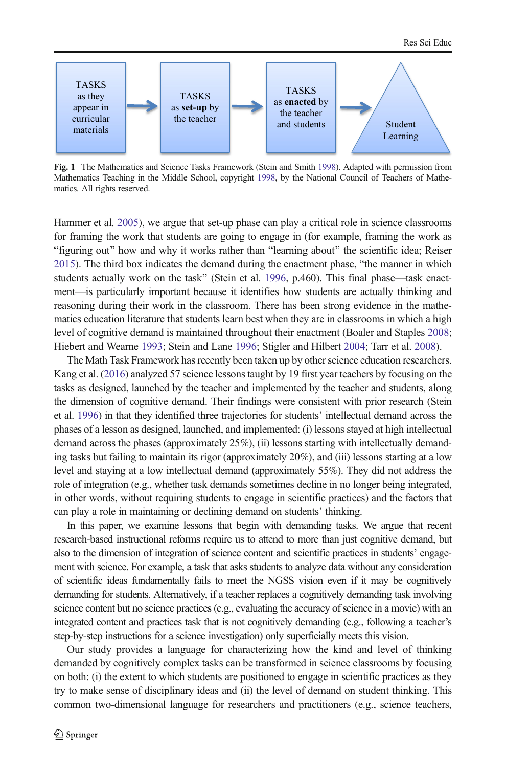TASKS as they appear in curricular materials → TASKS as **set-up** by the teacher → TASKS as **enacted** by the teacher and students → Student Learning

**Fig. 1** The Mathematics and Science Tasks Framework (Stein and Smith 1998). Adapted with permission from Mathematics Teaching in the Middle School, copyright 1998, by the National Council of Teachers of Mathematics. All rights reserved.

Hammer et al. 2005), we argue that set-up phase can play a critical role in science classrooms for framing the work that students are going to engage in (for example, framing the work as "figuring out" how and why it works rather than "learning about" the scientific idea; Reiser 2015). The third box indicates the demand during the enactment phase, "the manner in which students actually work on the task" (Stein et al. 1996, p.460). This final phase—task enactment—is particularly important because it identifies how students are actually thinking and reasoning during their work in the classroom. There has been strong evidence in the mathematics education literature that students learn best when they are in classrooms in which a high level of cognitive demand is maintained throughout their enactment (Boaler and Staples 2008; Hiebert and Wearne 1993; Stein and Lane 1996; Stigler and Hilbert 2004; Tarr et al. 2008).

The Math Task Framework has recently been taken up by other science education researchers. Kang et al. (2016) analyzed 57 science lessons taught by 19 first year teachers by focusing on the tasks as designed, launched by the teacher and implemented by the teacher and students, along the dimension of cognitive demand. Their findings were consistent with prior research (Stein et al. 1996) in that they identified three trajectories for students' intellectual demand across the phases of a lesson as designed, launched, and implemented: (i) lessons stayed at high intellectual demand across the phases (approximately 25%), (ii) lessons starting with intellectually demanding tasks but failing to maintain its rigor (approximately 20%), and (iii) lessons starting at a low level and staying at a low intellectual demand (approximately 55%). They did not address the role of integration (e.g., whether task demands sometimes decline in no longer being integrated, in other words, without requiring students to engage in scientific practices) and the factors that can play a role in maintaining or declining demand on students' thinking.

In this paper, we examine lessons that begin with demanding tasks. We argue that recent research-based instructional reforms require us to attend to more than just cognitive demand, but also to the dimension of integration of science content and scientific practices in students' engagement with science. For example, a task that asks students to analyze data without any consideration of scientific ideas fundamentally fails to meet the NGSS vision even if it may be cognitively demanding for students. Alternatively, if a teacher replaces a cognitively demanding task involving science content but no science practices (e.g., evaluating the accuracy of science in a movie) with an integrated content and practices task that is not cognitively demanding (e.g., following a teacher's step-by-step instructions for a science investigation) only superficially meets this vision.

Our study provides a language for characterizing how the kind and level of thinking demanded by cognitively complex tasks can be transformed in science classrooms by focusing on both: (i) the extent to which students are positioned to engage in scientific practices as they try to make sense of disciplinary ideas and (ii) the level of demand on student thinking. This common two-dimensional language for researchers and practitioners (e.g., science teachers,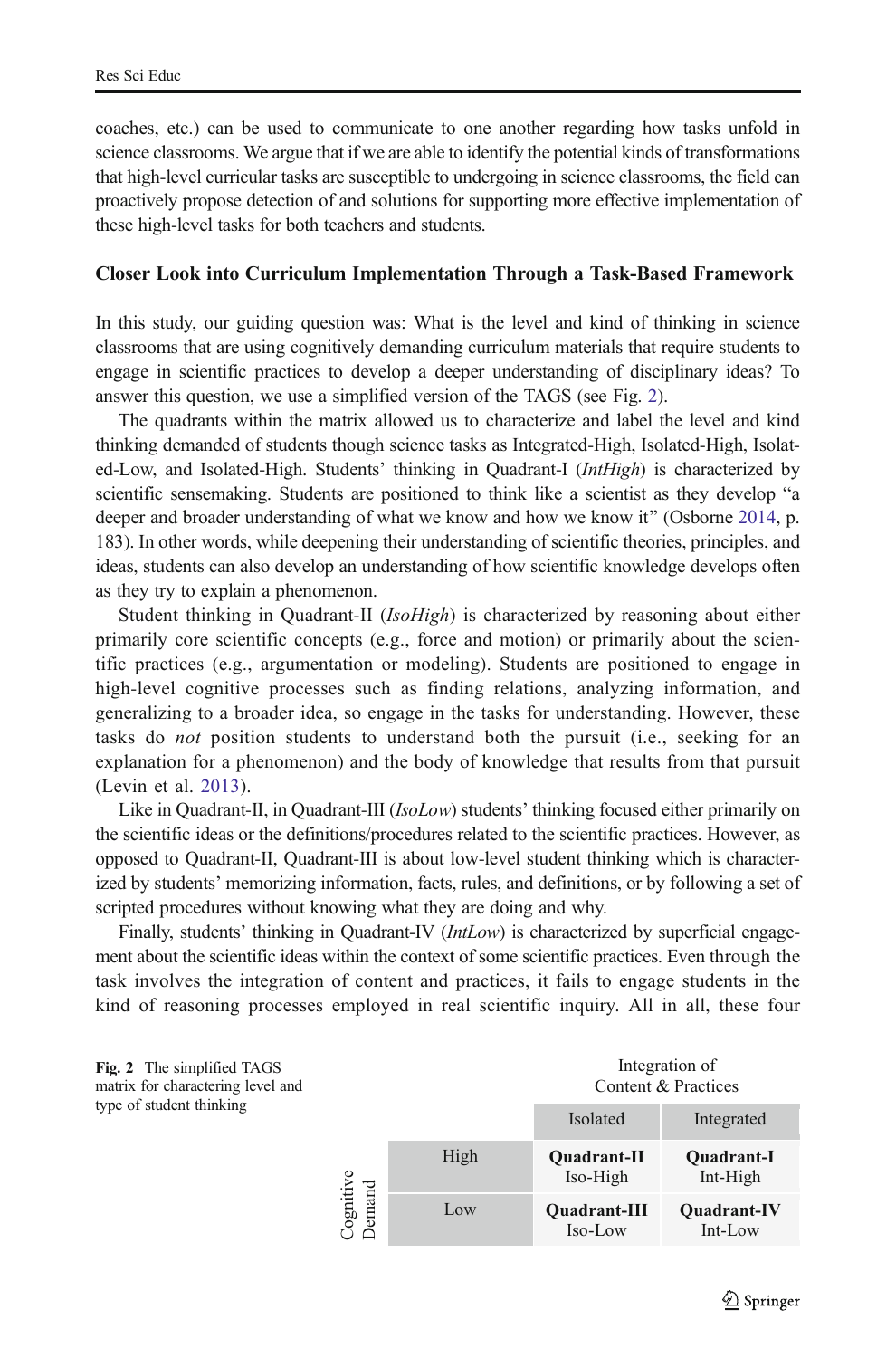coaches, etc.) can be used to communicate to one another regarding how tasks unfold in science classrooms. We argue that if we are able to identify the potential kinds of transformations that high-level curricular tasks are susceptible to undergoing in science classrooms, the field can proactively propose detection of and solutions for supporting more effective implementation of these high-level tasks for both teachers and students.

## Closer Look into Curriculum Implementation Through a Task-Based Framework

In this study, our guiding question was: What is the level and kind of thinking in science classrooms that are using cognitively demanding curriculum materials that require students to engage in scientific practices to develop a deeper understanding of disciplinary ideas? To answer this question, we use a simplified version of the TAGS (see Fig. 2).

The quadrants within the matrix allowed us to characterize and label the level and kind thinking demanded of students though science tasks as Integrated-High, Isolated-High, Isolated-Low, and Isolated-High. Students' thinking in Quadrant-I (*IntHigh*) is characterized by scientific sensemaking. Students are positioned to think like a scientist as they develop "a deeper and broader understanding of what we know and how we know it" (Osborne 2014, p. 183). In other words, while deepening their understanding of scientific theories, principles, and ideas, students can also develop an understanding of how scientific knowledge develops often as they try to explain a phenomenon.

Student thinking in Quadrant-II (*IsoHigh*) is characterized by reasoning about either primarily core scientific concepts (e.g., force and motion) or primarily about the scientific practices (e.g., argumentation or modeling). Students are positioned to engage in high-level cognitive processes such as finding relations, analyzing information, and generalizing to a broader idea, so engage in the tasks for understanding. However, these tasks do *not* position students to understand both the pursuit (i.e., seeking for an explanation for a phenomenon) and the body of knowledge that results from that pursuit (Levin et al. 2013).

Like in Quadrant-II, in Quadrant-III (*IsoLow*) students' thinking focused either primarily on the scientific ideas or the definitions/procedures related to the scientific practices. However, as opposed to Quadrant-II, Quadrant-III is about low-level student thinking which is characterized by students' memorizing information, facts, rules, and definitions, or by following a set of scripted procedures without knowing what they are doing and why.

Finally, students' thinking in Quadrant-IV (*IntLow*) is characterized by superficial engagement about the scientific ideas within the context of some scientific practices. Even through the task involves the integration of content and practices, it fails to engage students in the kind of reasoning processes employed in real scientific inquiry. All in all, these four

**Fig. 2** The simplified TAGS matrix for charactering level and type of student thinking

| | | Integration of Content & Practices | |
|---|---|---|---|
| | | Isolated | Integrated |
| Cognitive Demand | High | **Quadrant-II** Iso-High | **Quadrant-I** Int-High |
| | Low | **Quadrant-III** Iso-Low | **Quadrant-IV** Int-Low |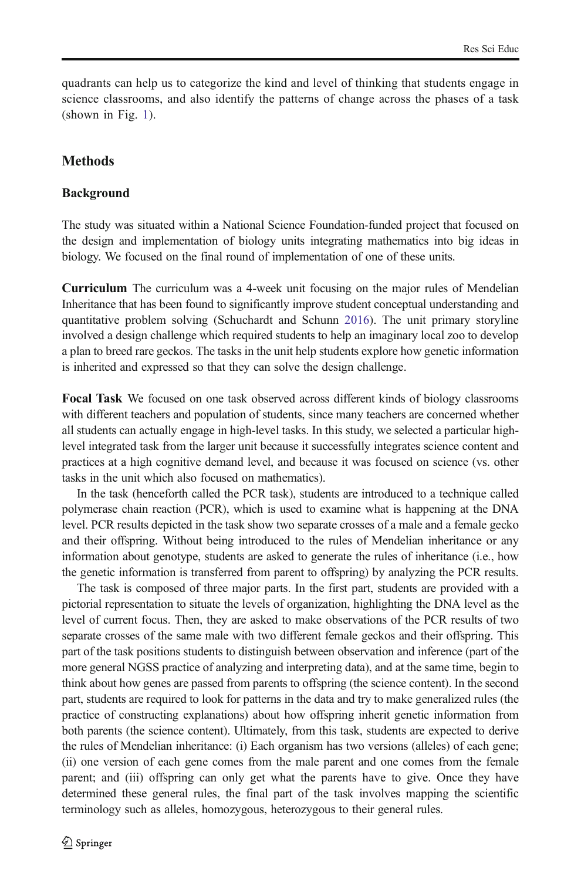quadrants can help us to categorize the kind and level of thinking that students engage in science classrooms, and also identify the patterns of change across the phases of a task (shown in Fig. 1).

## Methods

### Background

The study was situated within a National Science Foundation-funded project that focused on the design and implementation of biology units integrating mathematics into big ideas in biology. We focused on the final round of implementation of one of these units.

**Curriculum** The curriculum was a 4-week unit focusing on the major rules of Mendelian Inheritance that has been found to significantly improve student conceptual understanding and quantitative problem solving (Schuchardt and Schunn 2016). The unit primary storyline involved a design challenge which required students to help an imaginary local zoo to develop a plan to breed rare geckos. The tasks in the unit help students explore how genetic information is inherited and expressed so that they can solve the design challenge.

**Focal Task** We focused on one task observed across different kinds of biology classrooms with different teachers and population of students, since many teachers are concerned whether all students can actually engage in high-level tasks. In this study, we selected a particular high-level integrated task from the larger unit because it successfully integrates science content and practices at a high cognitive demand level, and because it was focused on science (vs. other tasks in the unit which also focused on mathematics).

In the task (henceforth called the PCR task), students are introduced to a technique called polymerase chain reaction (PCR), which is used to examine what is happening at the DNA level. PCR results depicted in the task show two separate crosses of a male and a female gecko and their offspring. Without being introduced to the rules of Mendelian inheritance or any information about genotype, students are asked to generate the rules of inheritance (i.e., how the genetic information is transferred from parent to offspring) by analyzing the PCR results.

The task is composed of three major parts. In the first part, students are provided with a pictorial representation to situate the levels of organization, highlighting the DNA level as the level of current focus. Then, they are asked to make observations of the PCR results of two separate crosses of the same male with two different female geckos and their offspring. This part of the task positions students to distinguish between observation and inference (part of the more general NGSS practice of analyzing and interpreting data), and at the same time, begin to think about how genes are passed from parents to offspring (the science content). In the second part, students are required to look for patterns in the data and try to make generalized rules (the practice of constructing explanations) about how offspring inherit genetic information from both parents (the science content). Ultimately, from this task, students are expected to derive the rules of Mendelian inheritance: (i) Each organism has two versions (alleles) of each gene; (ii) one version of each gene comes from the male parent and one comes from the female parent; and (iii) offspring can only get what the parents have to give. Once they have determined these general rules, the final part of the task involves mapping the scientific terminology such as alleles, homozygous, heterozygous to their general rules.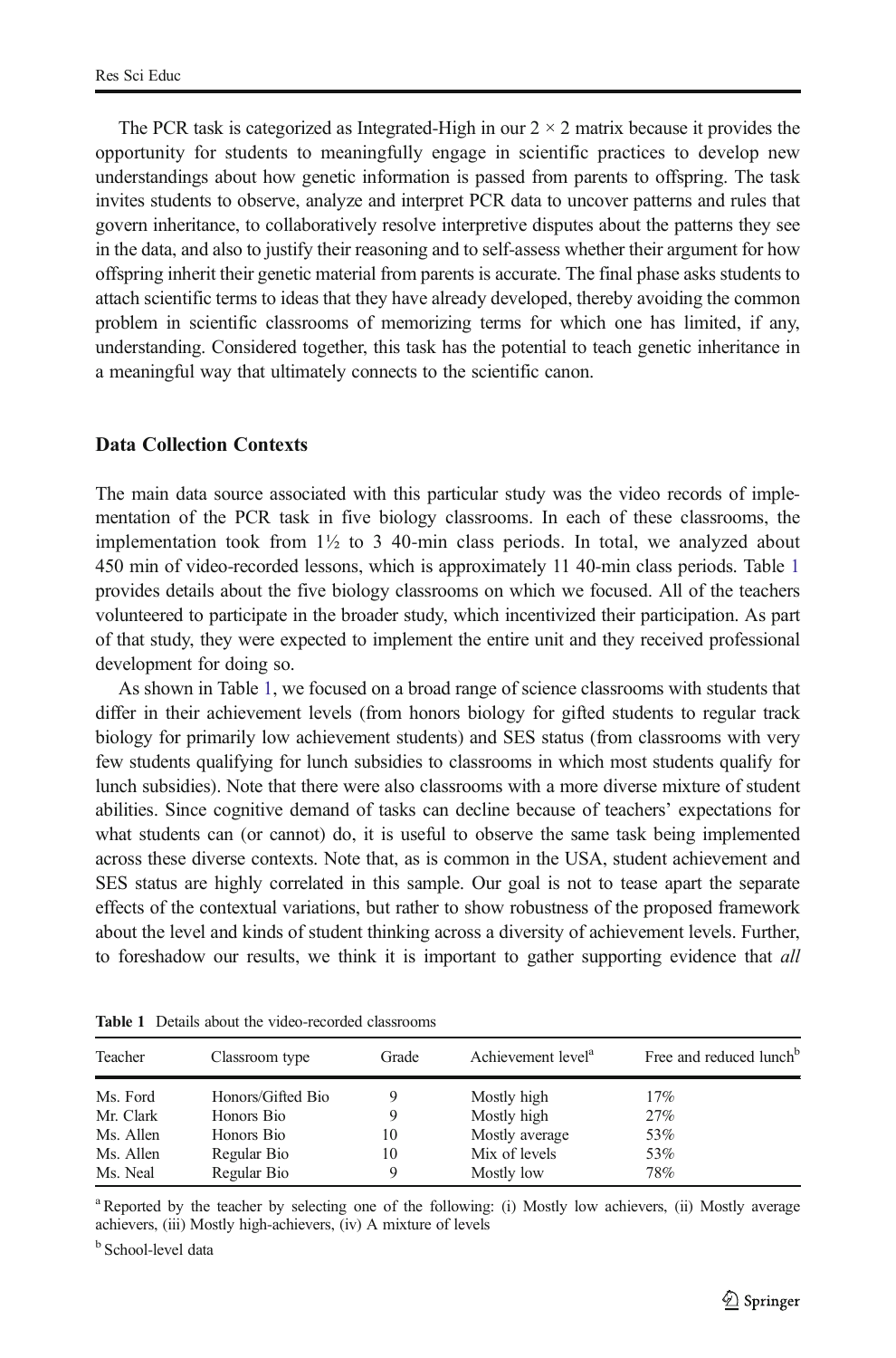The PCR task is categorized as Integrated-High in our $2 \times 2$ matrix because it provides the opportunity for students to meaningfully engage in scientific practices to develop new understandings about how genetic information is passed from parents to offspring. The task invites students to observe, analyze and interpret PCR data to uncover patterns and rules that govern inheritance, to collaboratively resolve interpretive disputes about the patterns they see in the data, and also to justify their reasoning and to self-assess whether their argument for how offspring inherit their genetic material from parents is accurate. The final phase asks students to attach scientific terms to ideas that they have already developed, thereby avoiding the common problem in scientific classrooms of memorizing terms for which one has limited, if any, understanding. Considered together, this task has the potential to teach genetic inheritance in a meaningful way that ultimately connects to the scientific canon.

### Data Collection Contexts

The main data source associated with this particular study was the video records of implementation of the PCR task in five biology classrooms. In each of these classrooms, the implementation took from 1½ to 3 40-min class periods. In total, we analyzed about 450 min of video-recorded lessons, which is approximately 11 40-min class periods. Table 1 provides details about the five biology classrooms on which we focused. All of the teachers volunteered to participate in the broader study, which incentivized their participation. As part of that study, they were expected to implement the entire unit and they received professional development for doing so.

As shown in Table 1, we focused on a broad range of science classrooms with students that differ in their achievement levels (from honors biology for gifted students to regular track biology for primarily low achievement students) and SES status (from classrooms with very few students qualifying for lunch subsidies to classrooms in which most students qualify for lunch subsidies). Note that there were also classrooms with a more diverse mixture of student abilities. Since cognitive demand of tasks can decline because of teachers' expectations for what students can (or cannot) do, it is useful to observe the same task being implemented across these diverse contexts. Note that, as is common in the USA, student achievement and SES status are highly correlated in this sample. Our goal is not to tease apart the separate effects of the contextual variations, but rather to show robustness of the proposed framework about the level and kinds of student thinking across a diversity of achievement levels. Further, to foreshadow our results, we think it is important to gather supporting evidence that *all*

**Table 1** Details about the video-recorded classrooms

| Teacher | Classroom type | Grade | Achievement level[a] | Free and reduced lunch[b] |
|---|---|---|---|---|
| Ms. Ford | Honors/Gifted Bio | 9 | Mostly high | 17% |
| Mr. Clark | Honors Bio | 9 | Mostly high | 27% |
| Ms. Allen | Honors Bio | 10 | Mostly average | 53% |
| Ms. Allen | Regular Bio | 10 | Mix of levels | 53% |
| Ms. Neal | Regular Bio | 9 | Mostly low | 78% |

[a] Reported by the teacher by selecting one of the following: (i) Mostly low achievers, (ii) Mostly average achievers, (iii) Mostly high-achievers, (iv) A mixture of levels

[b] School-level data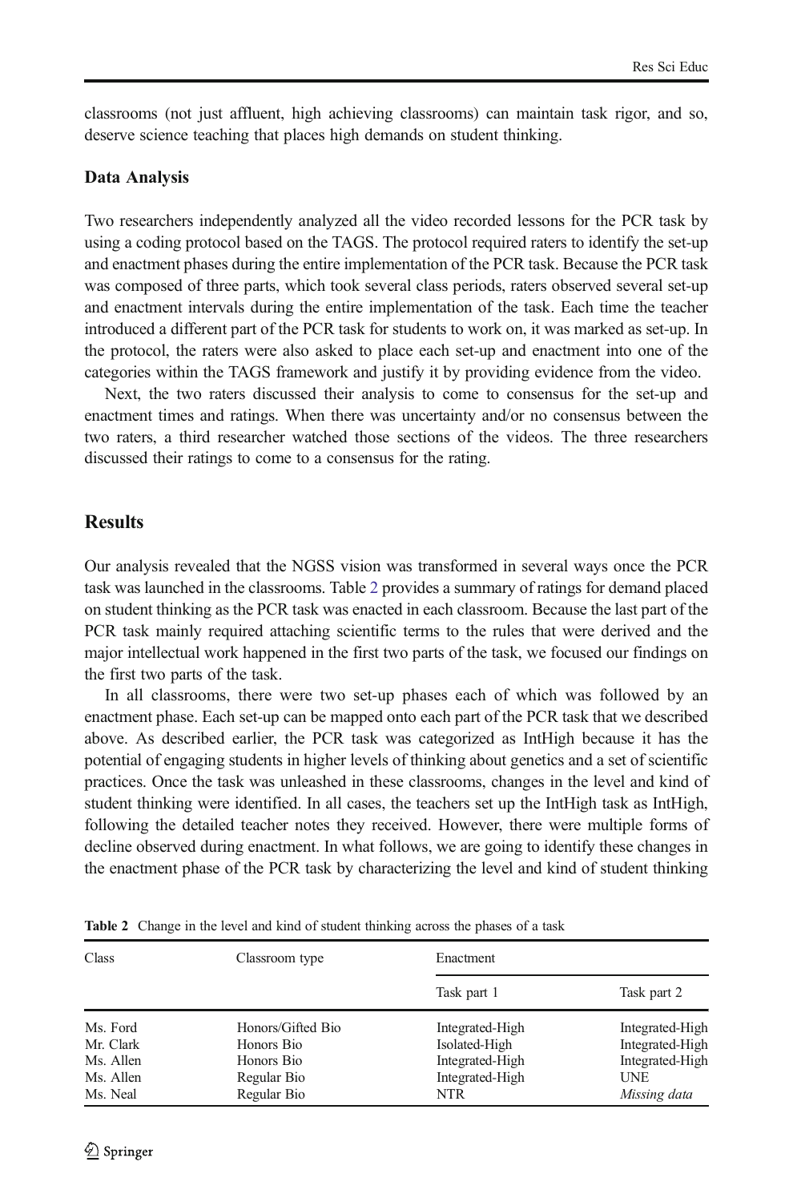classrooms (not just affluent, high achieving classrooms) can maintain task rigor, and so, deserve science teaching that places high demands on student thinking.

### Data Analysis

Two researchers independently analyzed all the video recorded lessons for the PCR task by using a coding protocol based on the TAGS. The protocol required raters to identify the set-up and enactment phases during the entire implementation of the PCR task. Because the PCR task was composed of three parts, which took several class periods, raters observed several set-up and enactment intervals during the entire implementation of the task. Each time the teacher introduced a different part of the PCR task for students to work on, it was marked as set-up. In the protocol, the raters were also asked to place each set-up and enactment into one of the categories within the TAGS framework and justify it by providing evidence from the video.

Next, the two raters discussed their analysis to come to consensus for the set-up and enactment times and ratings. When there was uncertainty and/or no consensus between the two raters, a third researcher watched those sections of the videos. The three researchers discussed their ratings to come to a consensus for the rating.

## Results

Our analysis revealed that the NGSS vision was transformed in several ways once the PCR task was launched in the classrooms. Table 2 provides a summary of ratings for demand placed on student thinking as the PCR task was enacted in each classroom. Because the last part of the PCR task mainly required attaching scientific terms to the rules that were derived and the major intellectual work happened in the first two parts of the task, we focused our findings on the first two parts of the task.

In all classrooms, there were two set-up phases each of which was followed by an enactment phase. Each set-up can be mapped onto each part of the PCR task that we described above. As described earlier, the PCR task was categorized as IntHigh because it has the potential of engaging students in higher levels of thinking about genetics and a set of scientific practices. Once the task was unleashed in these classrooms, changes in the level and kind of student thinking were identified. In all cases, the teachers set up the IntHigh task as IntHigh, following the detailed teacher notes they received. However, there were multiple forms of decline observed during enactment. In what follows, we are going to identify these changes in the enactment phase of the PCR task by characterizing the level and kind of student thinking

**Table 2** Change in the level and kind of student thinking across the phases of a task

| Class | Classroom type | Enactment | |
|---|---|---|---|
| | | Task part 1 | Task part 2 |
| Ms. Ford | Honors/Gifted Bio | Integrated-High | Integrated-High |
| Mr. Clark | Honors Bio | Isolated-High | Integrated-High |
| Ms. Allen | Honors Bio | Integrated-High | Integrated-High |
| Ms. Allen | Regular Bio | Integrated-High | UNE |
| Ms. Neal | Regular Bio | NTR | *Missing data* |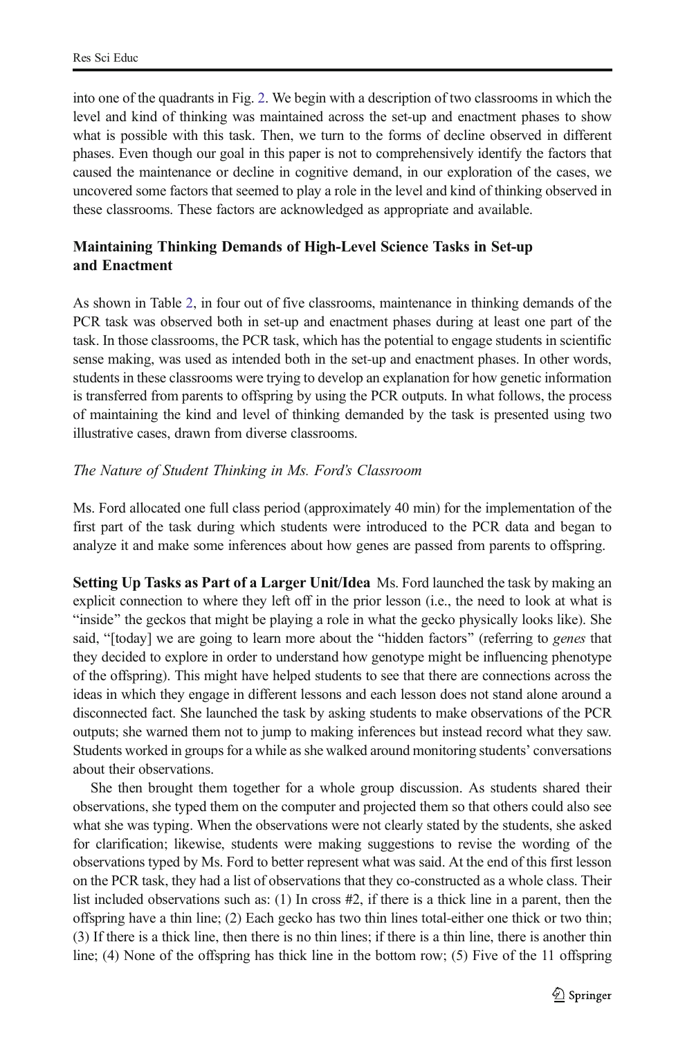into one of the quadrants in Fig. 2. We begin with a description of two classrooms in which the level and kind of thinking was maintained across the set-up and enactment phases to show what is possible with this task. Then, we turn to the forms of decline observed in different phases. Even though our goal in this paper is not to comprehensively identify the factors that caused the maintenance or decline in cognitive demand, in our exploration of the cases, we uncovered some factors that seemed to play a role in the level and kind of thinking observed in these classrooms. These factors are acknowledged as appropriate and available.

## Maintaining Thinking Demands of High-Level Science Tasks in Set-up and Enactment

As shown in Table 2, in four out of five classrooms, maintenance in thinking demands of the PCR task was observed both in set-up and enactment phases during at least one part of the task. In those classrooms, the PCR task, which has the potential to engage students in scientific sense making, was used as intended both in the set-up and enactment phases. In other words, students in these classrooms were trying to develop an explanation for how genetic information is transferred from parents to offspring by using the PCR outputs. In what follows, the process of maintaining the kind and level of thinking demanded by the task is presented using two illustrative cases, drawn from diverse classrooms.

### *The Nature of Student Thinking in Ms. Ford's Classroom*

Ms. Ford allocated one full class period (approximately 40 min) for the implementation of the first part of the task during which students were introduced to the PCR data and began to analyze it and make some inferences about how genes are passed from parents to offspring.

**Setting Up Tasks as Part of a Larger Unit/Idea** Ms. Ford launched the task by making an explicit connection to where they left off in the prior lesson (i.e., the need to look at what is "inside" the geckos that might be playing a role in what the gecko physically looks like). She said, "[today] we are going to learn more about the "hidden factors" (referring to *genes* that they decided to explore in order to understand how genotype might be influencing phenotype of the offspring). This might have helped students to see that there are connections across the ideas in which they engage in different lessons and each lesson does not stand alone around a disconnected fact. She launched the task by asking students to make observations of the PCR outputs; she warned them not to jump to making inferences but instead record what they saw. Students worked in groups for a while as she walked around monitoring students' conversations about their observations.

She then brought them together for a whole group discussion. As students shared their observations, she typed them on the computer and projected them so that others could also see what she was typing. When the observations were not clearly stated by the students, she asked for clarification; likewise, students were making suggestions to revise the wording of the observations typed by Ms. Ford to better represent what was said. At the end of this first lesson on the PCR task, they had a list of observations that they co-constructed as a whole class. Their list included observations such as: (1) In cross #2, if there is a thick line in a parent, then the offspring have a thin line; (2) Each gecko has two thin lines total-either one thick or two thin; (3) If there is a thick line, then there is no thin lines; if there is a thin line, there is another thin line; (4) None of the offspring has thick line in the bottom row; (5) Five of the 11 offspring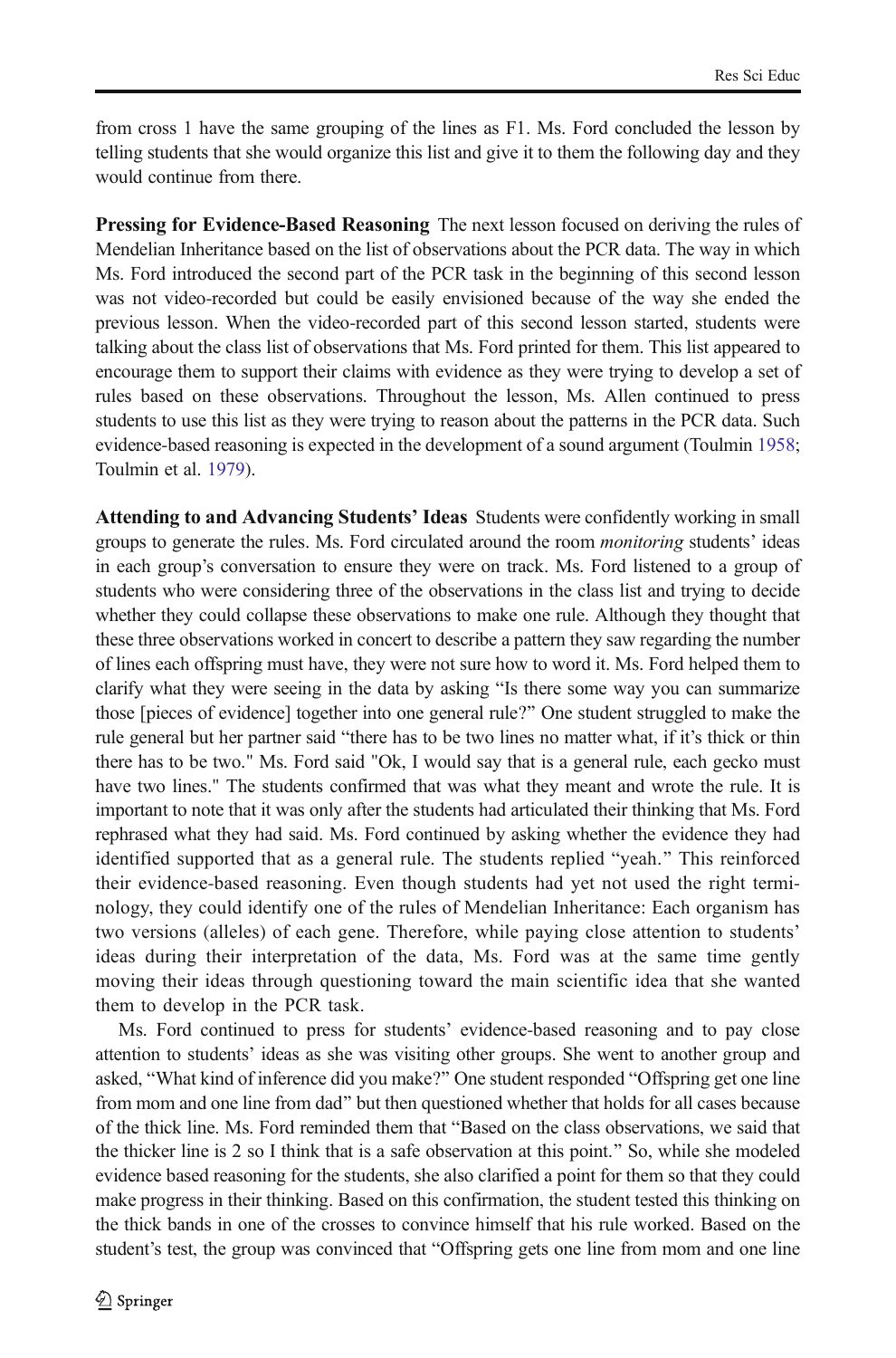from cross 1 have the same grouping of the lines as F1. Ms. Ford concluded the lesson by telling students that she would organize this list and give it to them the following day and they would continue from there.

**Pressing for Evidence-Based Reasoning** The next lesson focused on deriving the rules of Mendelian Inheritance based on the list of observations about the PCR data. The way in which Ms. Ford introduced the second part of the PCR task in the beginning of this second lesson was not video-recorded but could be easily envisioned because of the way she ended the previous lesson. When the video-recorded part of this second lesson started, students were talking about the class list of observations that Ms. Ford printed for them. This list appeared to encourage them to support their claims with evidence as they were trying to develop a set of rules based on these observations. Throughout the lesson, Ms. Allen continued to press students to use this list as they were trying to reason about the patterns in the PCR data. Such evidence-based reasoning is expected in the development of a sound argument (Toulmin 1958; Toulmin et al. 1979).

**Attending to and Advancing Students' Ideas** Students were confidently working in small groups to generate the rules. Ms. Ford circulated around the room *monitoring* students' ideas in each group's conversation to ensure they were on track. Ms. Ford listened to a group of students who were considering three of the observations in the class list and trying to decide whether they could collapse these observations to make one rule. Although they thought that these three observations worked in concert to describe a pattern they saw regarding the number of lines each offspring must have, they were not sure how to word it. Ms. Ford helped them to clarify what they were seeing in the data by asking "Is there some way you can summarize those [pieces of evidence] together into one general rule?" One student struggled to make the rule general but her partner said "there has to be two lines no matter what, if it's thick or thin there has to be two." Ms. Ford said "Ok, I would say that is a general rule, each gecko must have two lines." The students confirmed that was what they meant and wrote the rule. It is important to note that it was only after the students had articulated their thinking that Ms. Ford rephrased what they had said. Ms. Ford continued by asking whether the evidence they had identified supported that as a general rule. The students replied "yeah." This reinforced their evidence-based reasoning. Even though students had yet not used the right terminology, they could identify one of the rules of Mendelian Inheritance: Each organism has two versions (alleles) of each gene. Therefore, while paying close attention to students' ideas during their interpretation of the data, Ms. Ford was at the same time gently moving their ideas through questioning toward the main scientific idea that she wanted them to develop in the PCR task.

Ms. Ford continued to press for students' evidence-based reasoning and to pay close attention to students' ideas as she was visiting other groups. She went to another group and asked, "What kind of inference did you make?" One student responded "Offspring get one line from mom and one line from dad" but then questioned whether that holds for all cases because of the thick line. Ms. Ford reminded them that "Based on the class observations, we said that the thicker line is 2 so I think that is a safe observation at this point." So, while she modeled evidence based reasoning for the students, she also clarified a point for them so that they could make progress in their thinking. Based on this confirmation, the student tested this thinking on the thick bands in one of the crosses to convince himself that his rule worked. Based on the student's test, the group was convinced that "Offspring gets one line from mom and one line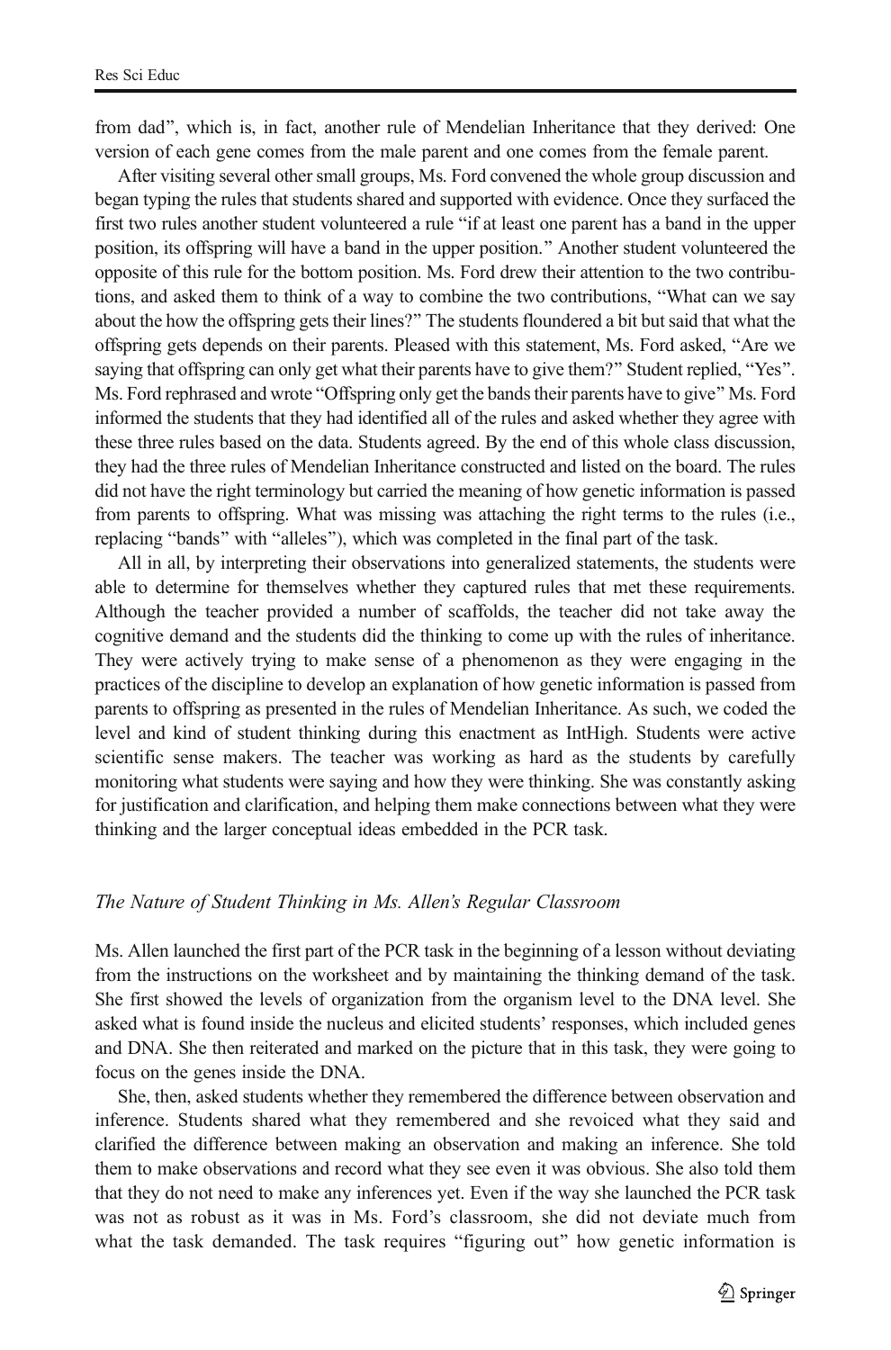from dad", which is, in fact, another rule of Mendelian Inheritance that they derived: One version of each gene comes from the male parent and one comes from the female parent.

After visiting several other small groups, Ms. Ford convened the whole group discussion and began typing the rules that students shared and supported with evidence. Once they surfaced the first two rules another student volunteered a rule "if at least one parent has a band in the upper position, its offspring will have a band in the upper position." Another student volunteered the opposite of this rule for the bottom position. Ms. Ford drew their attention to the two contributions, and asked them to think of a way to combine the two contributions, "What can we say about the how the offspring gets their lines?" The students floundered a bit but said that what the offspring gets depends on their parents. Pleased with this statement, Ms. Ford asked, "Are we saying that offspring can only get what their parents have to give them?" Student replied, "Yes". Ms. Ford rephrased and wrote "Offspring only get the bands their parents have to give" Ms. Ford informed the students that they had identified all of the rules and asked whether they agree with these three rules based on the data. Students agreed. By the end of this whole class discussion, they had the three rules of Mendelian Inheritance constructed and listed on the board. The rules did not have the right terminology but carried the meaning of how genetic information is passed from parents to offspring. What was missing was attaching the right terms to the rules (i.e., replacing "bands" with "alleles"), which was completed in the final part of the task.

All in all, by interpreting their observations into generalized statements, the students were able to determine for themselves whether they captured rules that met these requirements. Although the teacher provided a number of scaffolds, the teacher did not take away the cognitive demand and the students did the thinking to come up with the rules of inheritance. They were actively trying to make sense of a phenomenon as they were engaging in the practices of the discipline to develop an explanation of how genetic information is passed from parents to offspring as presented in the rules of Mendelian Inheritance. As such, we coded the level and kind of student thinking during this enactment as IntHigh. Students were active scientific sense makers. The teacher was working as hard as the students by carefully monitoring what students were saying and how they were thinking. She was constantly asking for justification and clarification, and helping them make connections between what they were thinking and the larger conceptual ideas embedded in the PCR task.

### *The Nature of Student Thinking in Ms. Allen's Regular Classroom*

Ms. Allen launched the first part of the PCR task in the beginning of a lesson without deviating from the instructions on the worksheet and by maintaining the thinking demand of the task. She first showed the levels of organization from the organism level to the DNA level. She asked what is found inside the nucleus and elicited students' responses, which included genes and DNA. She then reiterated and marked on the picture that in this task, they were going to focus on the genes inside the DNA.

She, then, asked students whether they remembered the difference between observation and inference. Students shared what they remembered and she revoiced what they said and clarified the difference between making an observation and making an inference. She told them to make observations and record what they see even it was obvious. She also told them that they do not need to make any inferences yet. Even if the way she launched the PCR task was not as robust as it was in Ms. Ford's classroom, she did not deviate much from what the task demanded. The task requires "figuring out" how genetic information is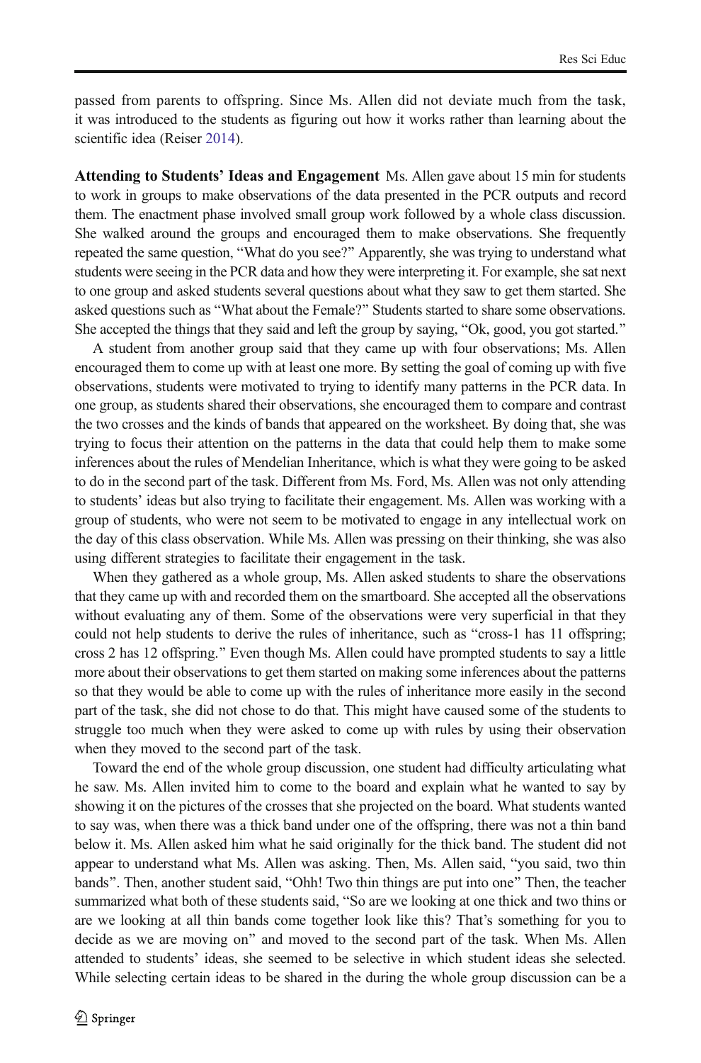passed from parents to offspring. Since Ms. Allen did not deviate much from the task, it was introduced to the students as figuring out how it works rather than learning about the scientific idea (Reiser 2014).

**Attending to Students' Ideas and Engagement** Ms. Allen gave about 15 min for students to work in groups to make observations of the data presented in the PCR outputs and record them. The enactment phase involved small group work followed by a whole class discussion. She walked around the groups and encouraged them to make observations. She frequently repeated the same question, "What do you see?" Apparently, she was trying to understand what students were seeing in the PCR data and how they were interpreting it. For example, she sat next to one group and asked students several questions about what they saw to get them started. She asked questions such as "What about the Female?" Students started to share some observations. She accepted the things that they said and left the group by saying, "Ok, good, you got started."

A student from another group said that they came up with four observations; Ms. Allen encouraged them to come up with at least one more. By setting the goal of coming up with five observations, students were motivated to trying to identify many patterns in the PCR data. In one group, as students shared their observations, she encouraged them to compare and contrast the two crosses and the kinds of bands that appeared on the worksheet. By doing that, she was trying to focus their attention on the patterns in the data that could help them to make some inferences about the rules of Mendelian Inheritance, which is what they were going to be asked to do in the second part of the task. Different from Ms. Ford, Ms. Allen was not only attending to students' ideas but also trying to facilitate their engagement. Ms. Allen was working with a group of students, who were not seem to be motivated to engage in any intellectual work on the day of this class observation. While Ms. Allen was pressing on their thinking, she was also using different strategies to facilitate their engagement in the task.

When they gathered as a whole group, Ms. Allen asked students to share the observations that they came up with and recorded them on the smartboard. She accepted all the observations without evaluating any of them. Some of the observations were very superficial in that they could not help students to derive the rules of inheritance, such as "cross-1 has 11 offspring; cross 2 has 12 offspring." Even though Ms. Allen could have prompted students to say a little more about their observations to get them started on making some inferences about the patterns so that they would be able to come up with the rules of inheritance more easily in the second part of the task, she did not chose to do that. This might have caused some of the students to struggle too much when they were asked to come up with rules by using their observation when they moved to the second part of the task.

Toward the end of the whole group discussion, one student had difficulty articulating what he saw. Ms. Allen invited him to come to the board and explain what he wanted to say by showing it on the pictures of the crosses that she projected on the board. What students wanted to say was, when there was a thick band under one of the offspring, there was not a thin band below it. Ms. Allen asked him what he said originally for the thick band. The student did not appear to understand what Ms. Allen was asking. Then, Ms. Allen said, "you said, two thin bands". Then, another student said, "Ohh! Two thin things are put into one" Then, the teacher summarized what both of these students said, "So are we looking at one thick and two thins or are we looking at all thin bands come together look like this? That's something for you to decide as we are moving on" and moved to the second part of the task. When Ms. Allen attended to students' ideas, she seemed to be selective in which student ideas she selected. While selecting certain ideas to be shared in the during the whole group discussion can be a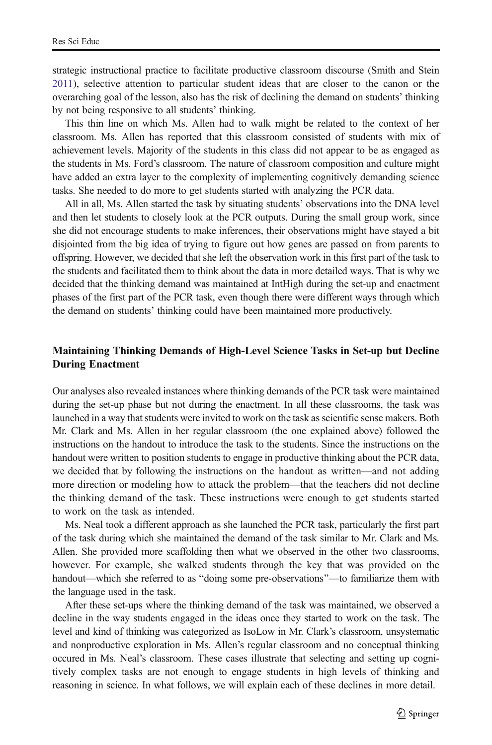strategic instructional practice to facilitate productive classroom discourse (Smith and Stein 2011), selective attention to particular student ideas that are closer to the canon or the overarching goal of the lesson, also has the risk of declining the demand on students' thinking by not being responsive to all students' thinking.

This thin line on which Ms. Allen had to walk might be related to the context of her classroom. Ms. Allen has reported that this classroom consisted of students with mix of achievement levels. Majority of the students in this class did not appear to be as engaged as the students in Ms. Ford's classroom. The nature of classroom composition and culture might have added an extra layer to the complexity of implementing cognitively demanding science tasks. She needed to do more to get students started with analyzing the PCR data.

All in all, Ms. Allen started the task by situating students' observations into the DNA level and then let students to closely look at the PCR outputs. During the small group work, since she did not encourage students to make inferences, their observations might have stayed a bit disjointed from the big idea of trying to figure out how genes are passed on from parents to offspring. However, we decided that she left the observation work in this first part of the task to the students and facilitated them to think about the data in more detailed ways. That is why we decided that the thinking demand was maintained at IntHigh during the set-up and enactment phases of the first part of the PCR task, even though there were different ways through which the demand on students' thinking could have been maintained more productively.

## Maintaining Thinking Demands of High-Level Science Tasks in Set-up but Decline During Enactment

Our analyses also revealed instances where thinking demands of the PCR task were maintained during the set-up phase but not during the enactment. In all these classrooms, the task was launched in a way that students were invited to work on the task as scientific sense makers. Both Mr. Clark and Ms. Allen in her regular classroom (the one explained above) followed the instructions on the handout to introduce the task to the students. Since the instructions on the handout were written to position students to engage in productive thinking about the PCR data, we decided that by following the instructions on the handout as written—and not adding more direction or modeling how to attack the problem—that the teachers did not decline the thinking demand of the task. These instructions were enough to get students started to work on the task as intended.

Ms. Neal took a different approach as she launched the PCR task, particularly the first part of the task during which she maintained the demand of the task similar to Mr. Clark and Ms. Allen. She provided more scaffolding then what we observed in the other two classrooms, however. For example, she walked students through the key that was provided on the handout—which she referred to as "doing some pre-observations"—to familiarize them with the language used in the task.

After these set-ups where the thinking demand of the task was maintained, we observed a decline in the way students engaged in the ideas once they started to work on the task. The level and kind of thinking was categorized as IsoLow in Mr. Clark's classroom, unsystematic and nonproductive exploration in Ms. Allen's regular classroom and no conceptual thinking occured in Ms. Neal's classroom. These cases illustrate that selecting and setting up cognitively complex tasks are not enough to engage students in high levels of thinking and reasoning in science. In what follows, we will explain each of these declines in more detail.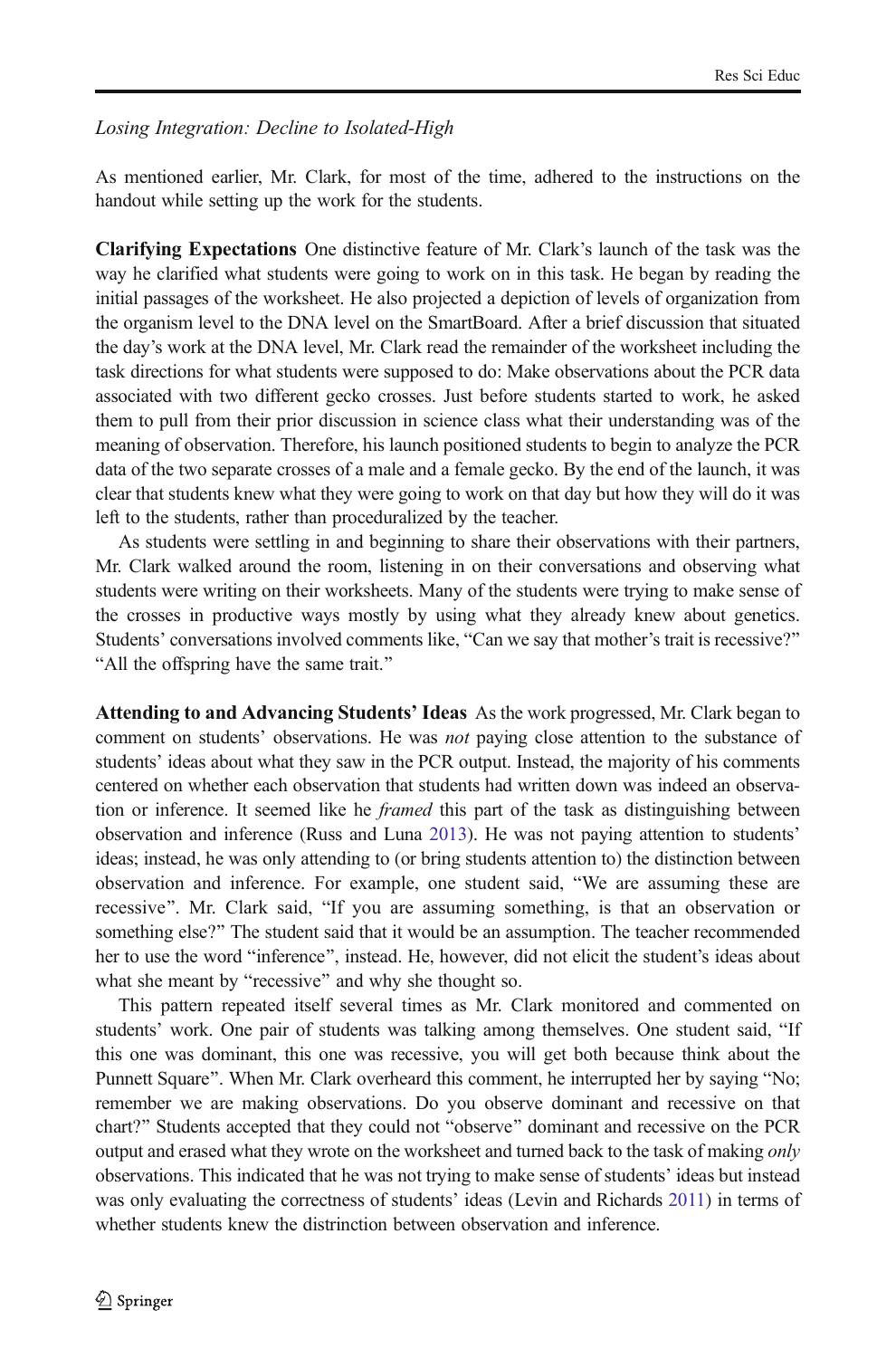*Losing Integration: Decline to Isolated-High*

As mentioned earlier, Mr. Clark, for most of the time, adhered to the instructions on the handout while setting up the work for the students.

**Clarifying Expectations** One distinctive feature of Mr. Clark's launch of the task was the way he clarified what students were going to work on in this task. He began by reading the initial passages of the worksheet. He also projected a depiction of levels of organization from the organism level to the DNA level on the SmartBoard. After a brief discussion that situated the day's work at the DNA level, Mr. Clark read the remainder of the worksheet including the task directions for what students were supposed to do: Make observations about the PCR data associated with two different gecko crosses. Just before students started to work, he asked them to pull from their prior discussion in science class what their understanding was of the meaning of observation. Therefore, his launch positioned students to begin to analyze the PCR data of the two separate crosses of a male and a female gecko. By the end of the launch, it was clear that students knew what they were going to work on that day but how they will do it was left to the students, rather than proceduralized by the teacher.

As students were settling in and beginning to share their observations with their partners, Mr. Clark walked around the room, listening in on their conversations and observing what students were writing on their worksheets. Many of the students were trying to make sense of the crosses in productive ways mostly by using what they already knew about genetics. Students' conversations involved comments like, "Can we say that mother's trait is recessive?" "All the offspring have the same trait."

**Attending to and Advancing Students' Ideas** As the work progressed, Mr. Clark began to comment on students' observations. He was *not* paying close attention to the substance of students' ideas about what they saw in the PCR output. Instead, the majority of his comments centered on whether each observation that students had written down was indeed an observation or inference. It seemed like he *framed* this part of the task as distinguishing between observation and inference (Russ and Luna 2013). He was not paying attention to students' ideas; instead, he was only attending to (or bring students attention to) the distinction between observation and inference. For example, one student said, "We are assuming these are recessive". Mr. Clark said, "If you are assuming something, is that an observation or something else?" The student said that it would be an assumption. The teacher recommended her to use the word "inference", instead. He, however, did not elicit the student's ideas about what she meant by "recessive" and why she thought so.

This pattern repeated itself several times as Mr. Clark monitored and commented on students' work. One pair of students was talking among themselves. One student said, "If this one was dominant, this one was recessive, you will get both because think about the Punnett Square". When Mr. Clark overheard this comment, he interrupted her by saying "No; remember we are making observations. Do you observe dominant and recessive on that chart?" Students accepted that they could not "observe" dominant and recessive on the PCR output and erased what they wrote on the worksheet and turned back to the task of making *only* observations. This indicated that he was not trying to make sense of students' ideas but instead was only evaluating the correctness of students' ideas (Levin and Richards 2011) in terms of whether students knew the distrinction between observation and inference.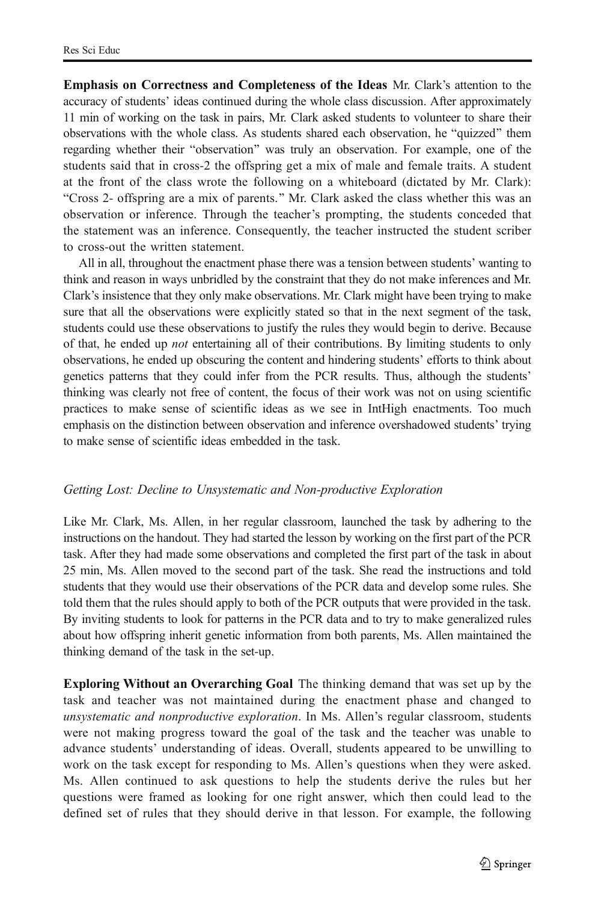**Emphasis on Correctness and Completeness of the Ideas** Mr. Clark's attention to the accuracy of students' ideas continued during the whole class discussion. After approximately 11 min of working on the task in pairs, Mr. Clark asked students to volunteer to share their observations with the whole class. As students shared each observation, he "quizzed" them regarding whether their "observation" was truly an observation. For example, one of the students said that in cross-2 the offspring get a mix of male and female traits. A student at the front of the class wrote the following on a whiteboard (dictated by Mr. Clark): "Cross 2- offspring are a mix of parents." Mr. Clark asked the class whether this was an observation or inference. Through the teacher's prompting, the students conceded that the statement was an inference. Consequently, the teacher instructed the student scriber to cross-out the written statement.

All in all, throughout the enactment phase there was a tension between students' wanting to think and reason in ways unbridled by the constraint that they do not make inferences and Mr. Clark's insistence that they only make observations. Mr. Clark might have been trying to make sure that all the observations were explicitly stated so that in the next segment of the task, students could use these observations to justify the rules they would begin to derive. Because of that, he ended up *not* entertaining all of their contributions. By limiting students to only observations, he ended up obscuring the content and hindering students' efforts to think about genetics patterns that they could infer from the PCR results. Thus, although the students' thinking was clearly not free of content, the focus of their work was not on using scientific practices to make sense of scientific ideas as we see in IntHigh enactments. Too much emphasis on the distinction between observation and inference overshadowed students' trying to make sense of scientific ideas embedded in the task.

### *Getting Lost: Decline to Unsystematic and Non-productive Exploration*

Like Mr. Clark, Ms. Allen, in her regular classroom, launched the task by adhering to the instructions on the handout. They had started the lesson by working on the first part of the PCR task. After they had made some observations and completed the first part of the task in about 25 min, Ms. Allen moved to the second part of the task. She read the instructions and told students that they would use their observations of the PCR data and develop some rules. She told them that the rules should apply to both of the PCR outputs that were provided in the task. By inviting students to look for patterns in the PCR data and to try to make generalized rules about how offspring inherit genetic information from both parents, Ms. Allen maintained the thinking demand of the task in the set-up.

**Exploring Without an Overarching Goal** The thinking demand that was set up by the task and teacher was not maintained during the enactment phase and changed to *unsystematic and nonproductive exploration*. In Ms. Allen's regular classroom, students were not making progress toward the goal of the task and the teacher was unable to advance students' understanding of ideas. Overall, students appeared to be unwilling to work on the task except for responding to Ms. Allen's questions when they were asked. Ms. Allen continued to ask questions to help the students derive the rules but her questions were framed as looking for one right answer, which then could lead to the defined set of rules that they should derive in that lesson. For example, the following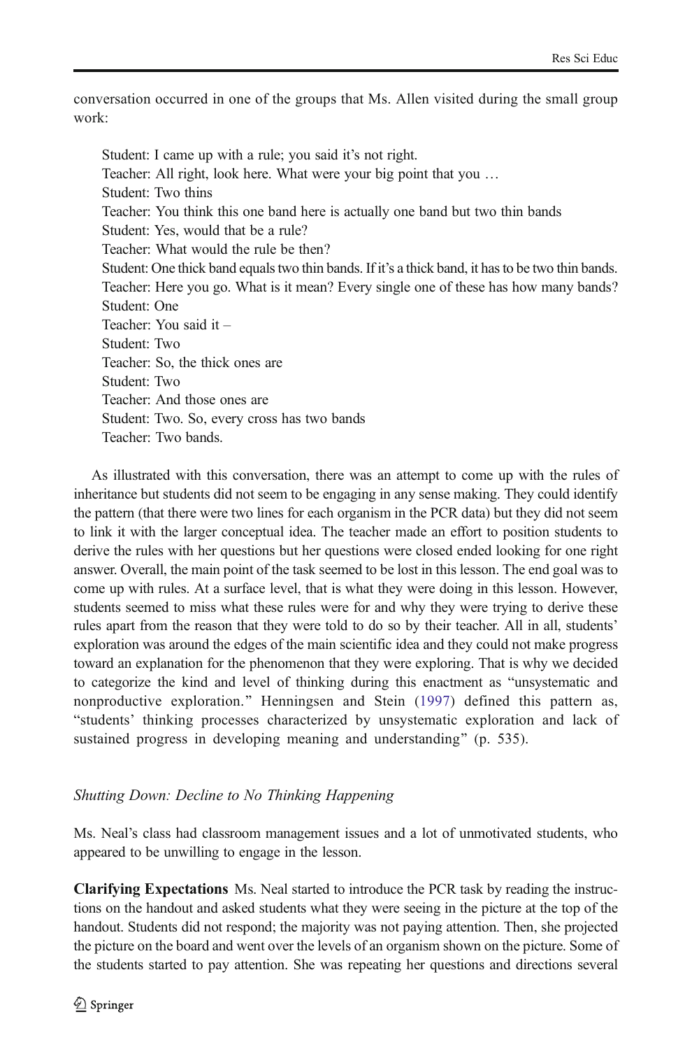conversation occurred in one of the groups that Ms. Allen visited during the small group work:

> Student: I came up with a rule; you said it's not right.
> Teacher: All right, look here. What were your big point that you …
> Student: Two thins
> Teacher: You think this one band here is actually one band but two thin bands
> Student: Yes, would that be a rule?
> Teacher: What would the rule be then?
> Student: One thick band equals two thin bands. If it's a thick band, it has to be two thin bands.
> Teacher: Here you go. What is it mean? Every single one of these has how many bands?
> Student: One
> Teacher: You said it –
> Student: Two
> Teacher: So, the thick ones are
> Student: Two
> Teacher: And those ones are
> Student: Two. So, every cross has two bands
> Teacher: Two bands.

As illustrated with this conversation, there was an attempt to come up with the rules of inheritance but students did not seem to be engaging in any sense making. They could identify the pattern (that there were two lines for each organism in the PCR data) but they did not seem to link it with the larger conceptual idea. The teacher made an effort to position students to derive the rules with her questions but her questions were closed ended looking for one right answer. Overall, the main point of the task seemed to be lost in this lesson. The end goal was to come up with rules. At a surface level, that is what they were doing in this lesson. However, students seemed to miss what these rules were for and why they were trying to derive these rules apart from the reason that they were told to do so by their teacher. All in all, students' exploration was around the edges of the main scientific idea and they could not make progress toward an explanation for the phenomenon that they were exploring. That is why we decided to categorize the kind and level of thinking during this enactment as "unsystematic and nonproductive exploration." Henningsen and Stein (1997) defined this pattern as, "students' thinking processes characterized by unsystematic exploration and lack of sustained progress in developing meaning and understanding" (p. 535).

### *Shutting Down: Decline to No Thinking Happening*

Ms. Neal's class had classroom management issues and a lot of unmotivated students, who appeared to be unwilling to engage in the lesson.

**Clarifying Expectations** Ms. Neal started to introduce the PCR task by reading the instructions on the handout and asked students what they were seeing in the picture at the top of the handout. Students did not respond; the majority was not paying attention. Then, she projected the picture on the board and went over the levels of an organism shown on the picture. Some of the students started to pay attention. She was repeating her questions and directions several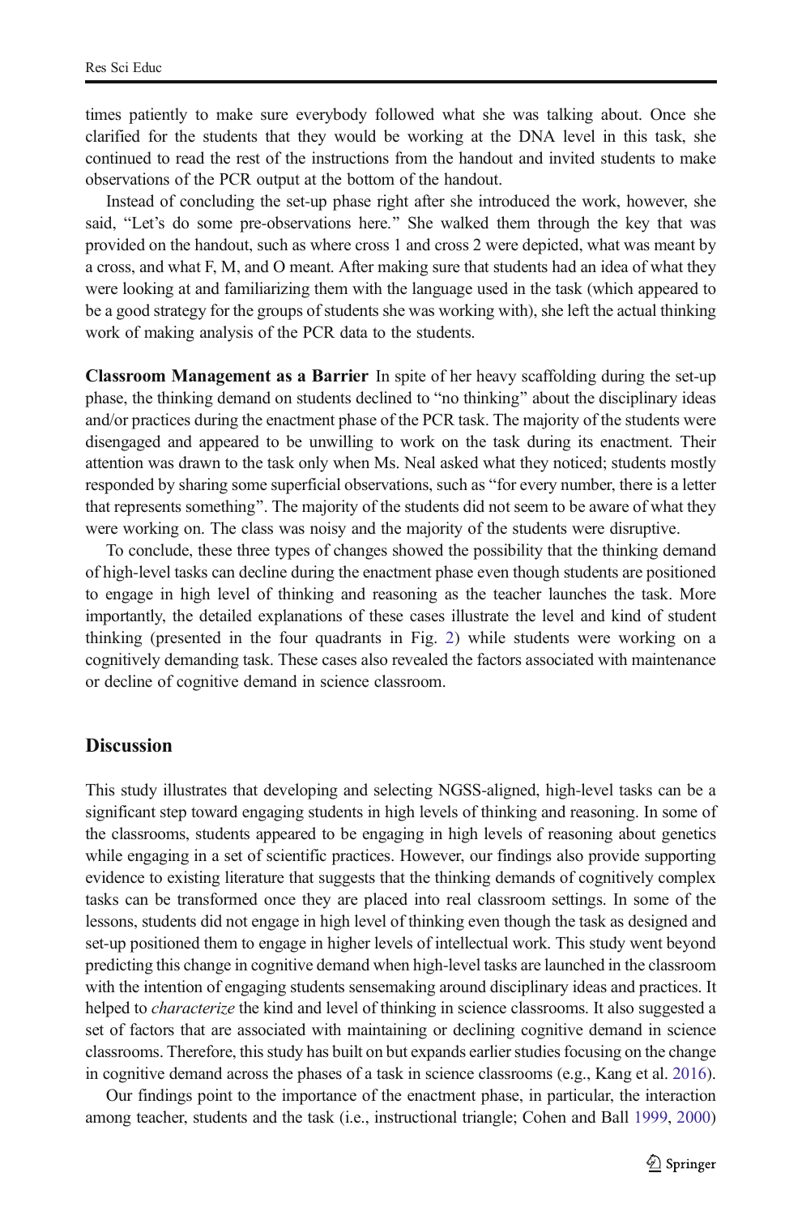times patiently to make sure everybody followed what she was talking about. Once she clarified for the students that they would be working at the DNA level in this task, she continued to read the rest of the instructions from the handout and invited students to make observations of the PCR output at the bottom of the handout.

Instead of concluding the set-up phase right after she introduced the work, however, she said, "Let's do some pre-observations here." She walked them through the key that was provided on the handout, such as where cross 1 and cross 2 were depicted, what was meant by a cross, and what F, M, and O meant. After making sure that students had an idea of what they were looking at and familiarizing them with the language used in the task (which appeared to be a good strategy for the groups of students she was working with), she left the actual thinking work of making analysis of the PCR data to the students.

**Classroom Management as a Barrier** In spite of her heavy scaffolding during the set-up phase, the thinking demand on students declined to "no thinking" about the disciplinary ideas and/or practices during the enactment phase of the PCR task. The majority of the students were disengaged and appeared to be unwilling to work on the task during its enactment. Their attention was drawn to the task only when Ms. Neal asked what they noticed; students mostly responded by sharing some superficial observations, such as "for every number, there is a letter that represents something". The majority of the students did not seem to be aware of what they were working on. The class was noisy and the majority of the students were disruptive.

To conclude, these three types of changes showed the possibility that the thinking demand of high-level tasks can decline during the enactment phase even though students are positioned to engage in high level of thinking and reasoning as the teacher launches the task. More importantly, the detailed explanations of these cases illustrate the level and kind of student thinking (presented in the four quadrants in Fig. 2) while students were working on a cognitively demanding task. These cases also revealed the factors associated with maintenance or decline of cognitive demand in science classroom.

## Discussion

This study illustrates that developing and selecting NGSS-aligned, high-level tasks can be a significant step toward engaging students in high levels of thinking and reasoning. In some of the classrooms, students appeared to be engaging in high levels of reasoning about genetics while engaging in a set of scientific practices. However, our findings also provide supporting evidence to existing literature that suggests that the thinking demands of cognitively complex tasks can be transformed once they are placed into real classroom settings. In some of the lessons, students did not engage in high level of thinking even though the task as designed and set-up positioned them to engage in higher levels of intellectual work. This study went beyond predicting this change in cognitive demand when high-level tasks are launched in the classroom with the intention of engaging students sensemaking around disciplinary ideas and practices. It helped to *characterize* the kind and level of thinking in science classrooms. It also suggested a set of factors that are associated with maintaining or declining cognitive demand in science classrooms. Therefore, this study has built on but expands earlier studies focusing on the change in cognitive demand across the phases of a task in science classrooms (e.g., Kang et al. 2016).

Our findings point to the importance of the enactment phase, in particular, the interaction among teacher, students and the task (i.e., instructional triangle; Cohen and Ball 1999, 2000)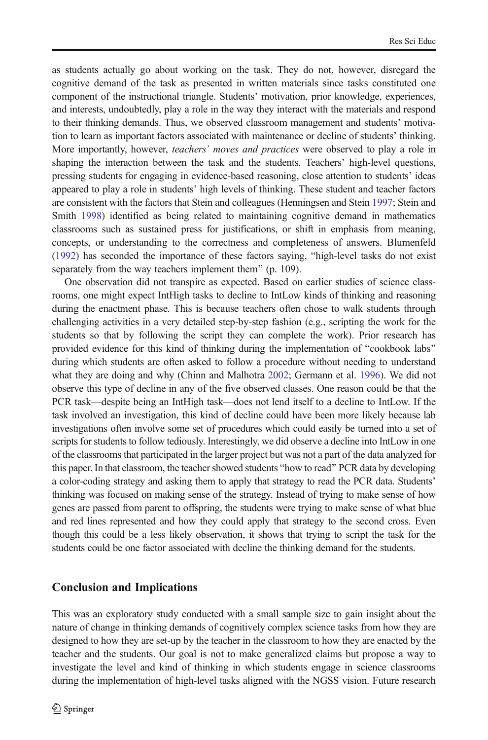as students actually go about working on the task. They do not, however, disregard the cognitive demand of the task as presented in written materials since tasks constituted one component of the instructional triangle. Students' motivation, prior knowledge, experiences, and interests, undoubtedly, play a role in the way they interact with the materials and respond to their thinking demands. Thus, we observed classroom management and students' motivation to learn as important factors associated with maintenance or decline of students' thinking. More importantly, however, *teachers' moves and practices* were observed to play a role in shaping the interaction between the task and the students. Teachers' high-level questions, pressing students for engaging in evidence-based reasoning, close attention to students' ideas appeared to play a role in students' high levels of thinking. These student and teacher factors are consistent with the factors that Stein and colleagues (Henningsen and Stein 1997; Stein and Smith 1998) identified as being related to maintaining cognitive demand in mathematics classrooms such as sustained press for justifications, or shift in emphasis from meaning, concepts, or understanding to the correctness and completeness of answers. Blumenfeld (1992) has seconded the importance of these factors saying, "high-level tasks do not exist separately from the way teachers implement them" (p. 109).

One observation did not transpire as expected. Based on earlier studies of science classrooms, one might expect IntHigh tasks to decline to IntLow kinds of thinking and reasoning during the enactment phase. This is because teachers often chose to walk students through challenging activities in a very detailed step-by-step fashion (e.g., scripting the work for the students so that by following the script they can complete the work). Prior research has provided evidence for this kind of thinking during the implementation of "cookbook labs" during which students are often asked to follow a procedure without needing to understand what they are doing and why (Chinn and Malhotra 2002; Germann et al. 1996). We did not observe this type of decline in any of the five observed classes. One reason could be that the PCR task—despite being an IntHigh task—does not lend itself to a decline to IntLow. If the task involved an investigation, this kind of decline could have been more likely because lab investigations often involve some set of procedures which could easily be turned into a set of scripts for students to follow tediously. Interestingly, we did observe a decline into IntLow in one of the classrooms that participated in the larger project but was not a part of the data analyzed for this paper. In that classroom, the teacher showed students "how to read" PCR data by developing a color-coding strategy and asking them to apply that strategy to read the PCR data. Students' thinking was focused on making sense of the strategy. Instead of trying to make sense of how genes are passed from parent to offspring, the students were trying to make sense of what blue and red lines represented and how they could apply that strategy to the second cross. Even though this could be a less likely observation, it shows that trying to script the task for the students could be one factor associated with decline the thinking demand for the students.

## Conclusion and Implications

This was an exploratory study conducted with a small sample size to gain insight about the nature of change in thinking demands of cognitively complex science tasks from how they are designed to how they are set-up by the teacher in the classroom to how they are enacted by the teacher and the students. Our goal is not to make generalized claims but propose a way to investigate the level and kind of thinking in which students engage in science classrooms during the implementation of high-level tasks aligned with the NGSS vision. Future research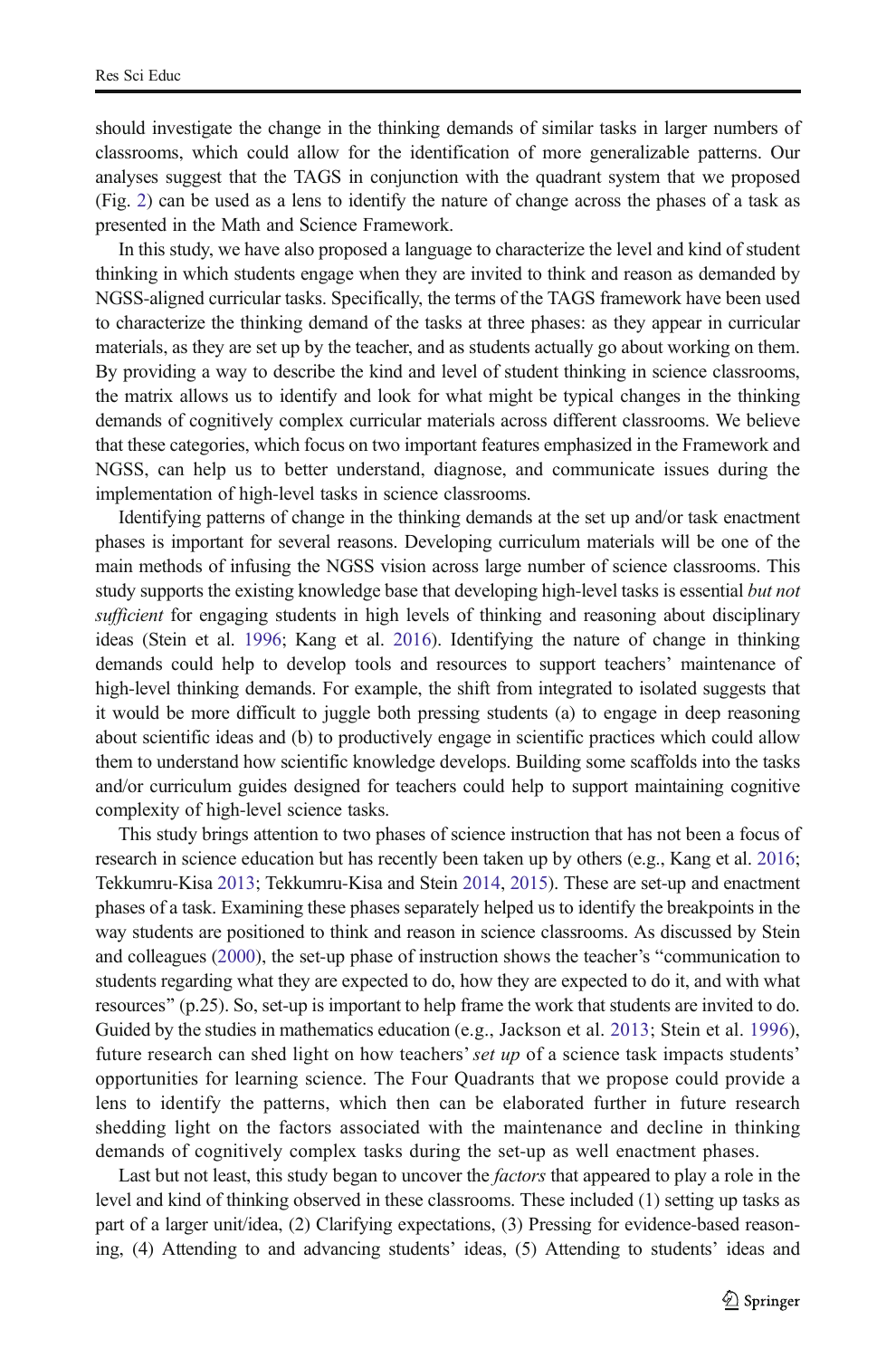should investigate the change in the thinking demands of similar tasks in larger numbers of classrooms, which could allow for the identification of more generalizable patterns. Our analyses suggest that the TAGS in conjunction with the quadrant system that we proposed (Fig. 2) can be used as a lens to identify the nature of change across the phases of a task as presented in the Math and Science Framework.

In this study, we have also proposed a language to characterize the level and kind of student thinking in which students engage when they are invited to think and reason as demanded by NGSS-aligned curricular tasks. Specifically, the terms of the TAGS framework have been used to characterize the thinking demand of the tasks at three phases: as they appear in curricular materials, as they are set up by the teacher, and as students actually go about working on them. By providing a way to describe the kind and level of student thinking in science classrooms, the matrix allows us to identify and look for what might be typical changes in the thinking demands of cognitively complex curricular materials across different classrooms. We believe that these categories, which focus on two important features emphasized in the Framework and NGSS, can help us to better understand, diagnose, and communicate issues during the implementation of high-level tasks in science classrooms.

Identifying patterns of change in the thinking demands at the set up and/or task enactment phases is important for several reasons. Developing curriculum materials will be one of the main methods of infusing the NGSS vision across large number of science classrooms. This study supports the existing knowledge base that developing high-level tasks is essential *but not sufficient* for engaging students in high levels of thinking and reasoning about disciplinary ideas (Stein et al. 1996; Kang et al. 2016). Identifying the nature of change in thinking demands could help to develop tools and resources to support teachers' maintenance of high-level thinking demands. For example, the shift from integrated to isolated suggests that it would be more difficult to juggle both pressing students (a) to engage in deep reasoning about scientific ideas and (b) to productively engage in scientific practices which could allow them to understand how scientific knowledge develops. Building some scaffolds into the tasks and/or curriculum guides designed for teachers could help to support maintaining cognitive complexity of high-level science tasks.

This study brings attention to two phases of science instruction that has not been a focus of research in science education but has recently been taken up by others (e.g., Kang et al. 2016; Tekkumru-Kisa 2013; Tekkumru-Kisa and Stein 2014, 2015). These are set-up and enactment phases of a task. Examining these phases separately helped us to identify the breakpoints in the way students are positioned to think and reason in science classrooms. As discussed by Stein and colleagues (2000), the set-up phase of instruction shows the teacher's "communication to students regarding what they are expected to do, how they are expected to do it, and with what resources" (p.25). So, set-up is important to help frame the work that students are invited to do. Guided by the studies in mathematics education (e.g., Jackson et al. 2013; Stein et al. 1996), future research can shed light on how teachers' *set up* of a science task impacts students' opportunities for learning science. The Four Quadrants that we propose could provide a lens to identify the patterns, which then can be elaborated further in future research shedding light on the factors associated with the maintenance and decline in thinking demands of cognitively complex tasks during the set-up as well enactment phases.

Last but not least, this study began to uncover the *factors* that appeared to play a role in the level and kind of thinking observed in these classrooms. These included (1) setting up tasks as part of a larger unit/idea, (2) Clarifying expectations, (3) Pressing for evidence-based reasoning, (4) Attending to and advancing students' ideas, (5) Attending to students' ideas and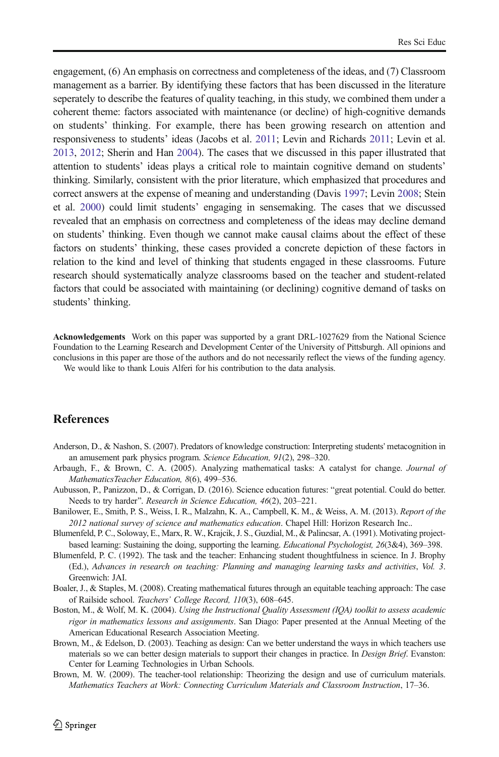engagement, (6) An emphasis on correctness and completeness of the ideas, and (7) Classroom management as a barrier. By identifying these factors that has been discussed in the literature seperately to describe the features of quality teaching, in this study, we combined them under a coherent theme: factors associated with maintenance (or decline) of high-cognitive demands on students' thinking. For example, there has been growing research on attention and responsiveness to students' ideas (Jacobs et al. 2011; Levin and Richards 2011; Levin et al. 2013, 2012; Sherin and Han 2004). The cases that we discussed in this paper illustrated that attention to students' ideas plays a critical role to maintain cognitive demand on students' thinking. Similarly, consistent with the prior literature, which emphasized that procedures and correct answers at the expense of meaning and understanding (Davis 1997; Levin 2008; Stein et al. 2000) could limit students' engaging in sensemaking. The cases that we discussed revealed that an emphasis on correctness and completeness of the ideas may decline demand on students' thinking. Even though we cannot make causal claims about the effect of these factors on students' thinking, these cases provided a concrete depiction of these factors in relation to the kind and level of thinking that students engaged in these classrooms. Future research should systematically analyze classrooms based on the teacher and student-related factors that could be associated with maintaining (or declining) cognitive demand of tasks on students' thinking.

**Acknowledgements** Work on this paper was supported by a grant DRL-1027629 from the National Science Foundation to the Learning Research and Development Center of the University of Pittsburgh. All opinions and conclusions in this paper are those of the authors and do not necessarily reflect the views of the funding agency. We would like to thank Louis Alferi for his contribution to the data analysis.

## References

Anderson, D., & Nashon, S. (2007). Predators of knowledge construction: Interpreting students' metacognition in an amusement park physics program. *Science Education, 91*(2), 298–320.

Arbaugh, F., & Brown, C. A. (2005). Analyzing mathematical tasks: A catalyst for change. *Journal of MathematicsTeacher Education, 8*(6), 499–536.

Aubusson, P., Panizzon, D., & Corrigan, D. (2016). Science education futures: "great potential. Could do better. Needs to try harder". *Research in Science Education, 46*(2), 203–221.

Banilower, E., Smith, P. S., Weiss, I. R., Malzahn, K. A., Campbell, K. M., & Weiss, A. M. (2013). *Report of the 2012 national survey of science and mathematics education*. Chapel Hill: Horizon Research Inc..

Blumenfeld, P. C., Soloway, E., Marx, R. W., Krajcik, J. S., Guzdial, M., & Palincsar, A. (1991). Motivating project-based learning: Sustaining the doing, supporting the learning. *Educational Psychologist, 26*(3&4), 369–398.

Blumenfeld, P. C. (1992). The task and the teacher: Enhancing student thoughtfulness in science. In J. Brophy (Ed.), *Advances in research on teaching: Planning and managing learning tasks and activities*, *Vol. 3*. Greenwich: JAI.

Boaler, J., & Staples, M. (2008). Creating mathematical futures through an equitable teaching approach: The case of Railside school. *Teachers' College Record, 110*(3), 608–645.

Boston, M., & Wolf, M. K. (2004). *Using the Instructional Quality Assessment (IQA) toolkit to assess academic rigor in mathematics lessons and assignments*. San Diago: Paper presented at the Annual Meeting of the American Educational Research Association Meeting.

Brown, M., & Edelson, D. (2003). Teaching as design: Can we better understand the ways in which teachers use materials so we can better design materials to support their changes in practice. In *Design Brief*. Evanston: Center for Learning Technologies in Urban Schools.

Brown, M. W. (2009). The teacher-tool relationship: Theorizing the design and use of curriculum materials. *Mathematics Teachers at Work: Connecting Curriculum Materials and Classroom Instruction*, 17–36.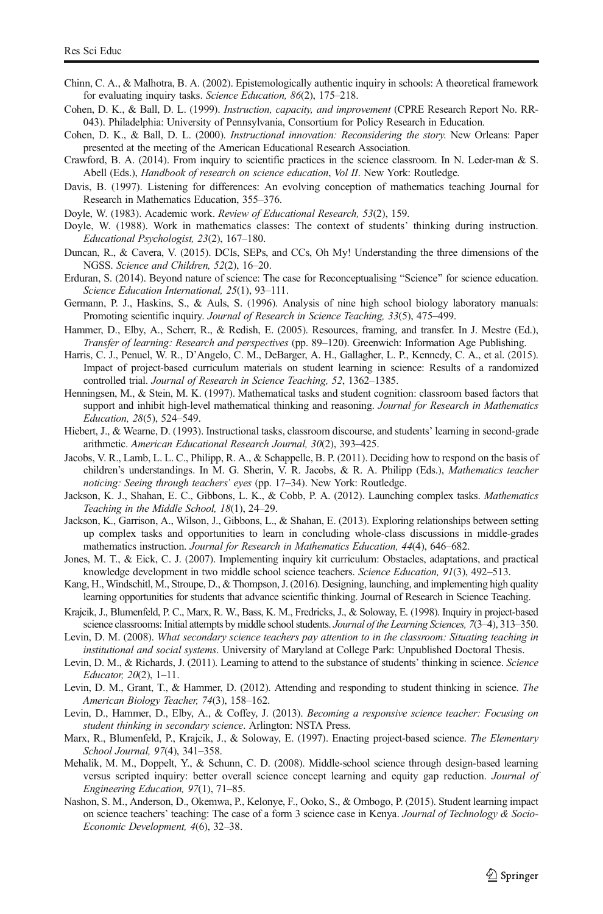Chinn, C. A., & Malhotra, B. A. (2002). Epistemologically authentic inquiry in schools: A theoretical framework for evaluating inquiry tasks. *Science Education, 86*(2), 175–218.

Cohen, D. K., & Ball, D. L. (1999). *Instruction, capacity, and improvement* (CPRE Research Report No. RR-043). Philadelphia: University of Pennsylvania, Consortium for Policy Research in Education.

Cohen, D. K., & Ball, D. L. (2000). *Instructional innovation: Reconsidering the story*. New Orleans: Paper presented at the meeting of the American Educational Research Association.

Crawford, B. A. (2014). From inquiry to scientific practices in the science classroom. In N. Leder-man & S. Abell (Eds.), *Handbook of research on science education, Vol II*. New York: Routledge.

Davis, B. (1997). Listening for differences: An evolving conception of mathematics teaching Journal for Research in Mathematics Education, 355–376.

Doyle, W. (1983). Academic work. *Review of Educational Research, 53*(2), 159.

Doyle, W. (1988). Work in mathematics classes: The context of students' thinking during instruction. *Educational Psychologist, 23*(2), 167–180.

Duncan, R., & Cavera, V. (2015). DCIs, SEPs, and CCs, Oh My! Understanding the three dimensions of the NGSS. *Science and Children, 52*(2), 16–20.

Erduran, S. (2014). Beyond nature of science: The case for Reconceptualising "Science" for science education. *Science Education International, 25*(1), 93–111.

Germann, P. J., Haskins, S., & Auls, S. (1996). Analysis of nine high school biology laboratory manuals: Promoting scientific inquiry. *Journal of Research in Science Teaching, 33*(5), 475–499.

Hammer, D., Elby, A., Scherr, R., & Redish, E. (2005). Resources, framing, and transfer. In J. Mestre (Ed.), *Transfer of learning: Research and perspectives* (pp. 89–120). Greenwich: Information Age Publishing.

Harris, C. J., Penuel, W. R., D'Angelo, C. M., DeBarger, A. H., Gallagher, L. P., Kennedy, C. A., et al. (2015). Impact of project-based curriculum materials on student learning in science: Results of a randomized controlled trial. *Journal of Research in Science Teaching, 52*, 1362–1385.

Henningsen, M., & Stein, M. K. (1997). Mathematical tasks and student cognition: classroom based factors that support and inhibit high-level mathematical thinking and reasoning. *Journal for Research in Mathematics Education, 28*(5), 524–549.

Hiebert, J., & Wearne, D. (1993). Instructional tasks, classroom discourse, and students' learning in second-grade arithmetic. *American Educational Research Journal, 30*(2), 393–425.

Jacobs, V. R., Lamb, L. L. C., Philipp, R. A., & Schappelle, B. P. (2011). Deciding how to respond on the basis of children's understandings. In M. G. Sherin, V. R. Jacobs, & R. A. Philipp (Eds.), *Mathematics teacher noticing: Seeing through teachers' eyes* (pp. 17–34). New York: Routledge.

Jackson, K. J., Shahan, E. C., Gibbons, L. K., & Cobb, P. A. (2012). Launching complex tasks. *Mathematics Teaching in the Middle School, 18*(1), 24–29.

Jackson, K., Garrison, A., Wilson, J., Gibbons, L., & Shahan, E. (2013). Exploring relationships between setting up complex tasks and opportunities to learn in concluding whole-class discussions in middle-grades mathematics instruction. *Journal for Research in Mathematics Education, 44*(4), 646–682.

Jones, M. T., & Eick, C. J. (2007). Implementing inquiry kit curriculum: Obstacles, adaptations, and practical knowledge development in two middle school science teachers. *Science Education, 91*(3), 492–513.

Kang, H., Windschitl, M., Stroupe, D., & Thompson, J. (2016). Designing, launching, and implementing high quality learning opportunities for students that advance scientific thinking. Journal of Research in Science Teaching.

Krajcik, J., Blumenfeld, P. C., Marx, R. W., Bass, K. M., Fredricks, J., & Soloway, E. (1998). Inquiry in project-based science classrooms: Initial attempts by middle school students. *Journal of the Learning Sciences, 7*(3–4), 313–350.

Levin, D. M. (2008). *What secondary science teachers pay attention to in the classroom: Situating teaching in institutional and social systems*. University of Maryland at College Park: Unpublished Doctoral Thesis.

Levin, D. M., & Richards, J. (2011). Learning to attend to the substance of students' thinking in science. *Science Educator, 20*(2), 1–11.

Levin, D. M., Grant, T., & Hammer, D. (2012). Attending and responding to student thinking in science. *The American Biology Teacher, 74*(3), 158–162.

Levin, D., Hammer, D., Elby, A., & Coffey, J. (2013). *Becoming a responsive science teacher: Focusing on student thinking in secondary science*. Arlington: NSTA Press.

Marx, R., Blumenfeld, P., Krajcik, J., & Soloway, E. (1997). Enacting project-based science. *The Elementary School Journal, 97*(4), 341–358.

Mehalik, M. M., Doppelt, Y., & Schunn, C. D. (2008). Middle-school science through design-based learning versus scripted inquiry: better overall science concept learning and equity gap reduction. *Journal of Engineering Education, 97*(1), 71–85.

Nashon, S. M., Anderson, D., Okemwa, P., Kelonye, F., Ooko, S., & Ombogo, P. (2015). Student learning impact on science teachers' teaching: The case of a form 3 science case in Kenya. *Journal of Technology & Socio-Economic Development, 4*(6), 32–38.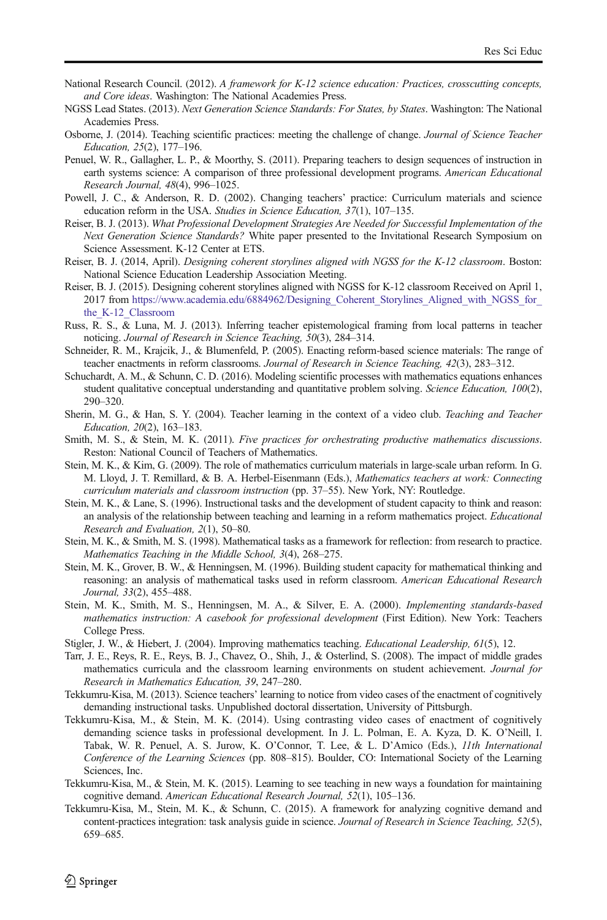National Research Council. (2012). *A framework for K-12 science education: Practices, crosscutting concepts, and Core ideas*. Washington: The National Academies Press.

NGSS Lead States. (2013). *Next Generation Science Standards: For States, by States*. Washington: The National Academies Press.

Osborne, J. (2014). Teaching scientific practices: meeting the challenge of change. *Journal of Science Teacher Education, 25*(2), 177–196.

Penuel, W. R., Gallagher, L. P., & Moorthy, S. (2011). Preparing teachers to design sequences of instruction in earth systems science: A comparison of three professional development programs. *American Educational Research Journal, 48*(4), 996–1025.

Powell, J. C., & Anderson, R. D. (2002). Changing teachers' practice: Curriculum materials and science education reform in the USA. *Studies in Science Education, 37*(1), 107–135.

Reiser, B. J. (2013). *What Professional Development Strategies Are Needed for Successful Implementation of the Next Generation Science Standards?* White paper presented to the Invitational Research Symposium on Science Assessment. K-12 Center at ETS.

Reiser, B. J. (2014, April). *Designing coherent storylines aligned with NGSS for the K-12 classroom*. Boston: National Science Education Leadership Association Meeting.

Reiser, B. J. (2015). Designing coherent storylines aligned with NGSS for K-12 classroom Received on April 1, 2017 from https://www.academia.edu/6884962/Designing_Coherent_Storylines_Aligned_with_NGSS_for_the_K-12_Classroom

Russ, R. S., & Luna, M. J. (2013). Inferring teacher epistemological framing from local patterns in teacher noticing. *Journal of Research in Science Teaching, 50*(3), 284–314.

Schneider, R. M., Krajcik, J., & Blumenfeld, P. (2005). Enacting reform-based science materials: The range of teacher enactments in reform classrooms. *Journal of Research in Science Teaching, 42*(3), 283–312.

Schuchardt, A. M., & Schunn, C. D. (2016). Modeling scientific processes with mathematics equations enhances student qualitative conceptual understanding and quantitative problem solving. *Science Education, 100*(2), 290–320.

Sherin, M. G., & Han, S. Y. (2004). Teacher learning in the context of a video club. *Teaching and Teacher Education, 20*(2), 163–183.

Smith, M. S., & Stein, M. K. (2011). *Five practices for orchestrating productive mathematics discussions*. Reston: National Council of Teachers of Mathematics.

Stein, M. K., & Kim, G. (2009). The role of mathematics curriculum materials in large-scale urban reform. In G. M. Lloyd, J. T. Remillard, & B. A. Herbel-Eisenmann (Eds.), *Mathematics teachers at work: Connecting curriculum materials and classroom instruction* (pp. 37–55). New York, NY: Routledge.

Stein, M. K., & Lane, S. (1996). Instructional tasks and the development of student capacity to think and reason: an analysis of the relationship between teaching and learning in a reform mathematics project. *Educational Research and Evaluation, 2*(1), 50–80.

Stein, M. K., & Smith, M. S. (1998). Mathematical tasks as a framework for reflection: from research to practice. *Mathematics Teaching in the Middle School, 3*(4), 268–275.

Stein, M. K., Grover, B. W., & Henningsen, M. (1996). Building student capacity for mathematical thinking and reasoning: an analysis of mathematical tasks used in reform classroom. *American Educational Research Journal, 33*(2), 455–488.

Stein, M. K., Smith, M. S., Henningsen, M. A., & Silver, E. A. (2000). *Implementing standards-based mathematics instruction: A casebook for professional development* (First Edition). New York: Teachers College Press.

Stigler, J. W., & Hiebert, J. (2004). Improving mathematics teaching. *Educational Leadership, 61*(5), 12.

Tarr, J. E., Reys, R. E., Reys, B. J., Chavez, O., Shih, J., & Osterlind, S. (2008). The impact of middle grades mathematics curricula and the classroom learning environments on student achievement. *Journal for Research in Mathematics Education, 39*, 247–280.

Tekkumru-Kisa, M. (2013). Science teachers' learning to notice from video cases of the enactment of cognitively demanding instructional tasks. Unpublished doctoral dissertation, University of Pittsburgh.

Tekkumru-Kisa, M., & Stein, M. K. (2014). Using contrasting video cases of enactment of cognitively demanding science tasks in professional development. In J. L. Polman, E. A. Kyza, D. K. O'Neill, I. Tabak, W. R. Penuel, A. S. Jurow, K. O'Connor, T. Lee, & L. D'Amico (Eds.), *11th International Conference of the Learning Sciences* (pp. 808–815). Boulder, CO: International Society of the Learning Sciences, Inc.

Tekkumru-Kisa, M., & Stein, M. K. (2015). Learning to see teaching in new ways a foundation for maintaining cognitive demand. *American Educational Research Journal, 52*(1), 105–136.

Tekkumru-Kisa, M., Stein, M. K., & Schunn, C. (2015). A framework for analyzing cognitive demand and content-practices integration: task analysis guide in science. *Journal of Research in Science Teaching, 52*(5), 659–685.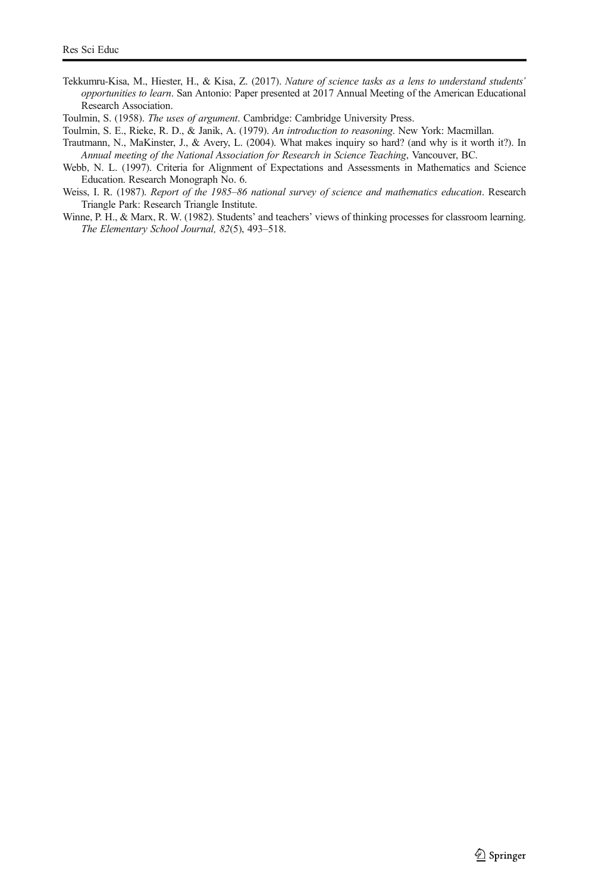Tekkumru-Kisa, M., Hiester, H., & Kisa, Z. (2017). *Nature of science tasks as a lens to understand students' opportunities to learn*. San Antonio: Paper presented at 2017 Annual Meeting of the American Educational Research Association.

Toulmin, S. (1958). *The uses of argument*. Cambridge: Cambridge University Press.

Toulmin, S. E., Rieke, R. D., & Janik, A. (1979). *An introduction to reasoning*. New York: Macmillan.

Trautmann, N., MaKinster, J., & Avery, L. (2004). What makes inquiry so hard? (and why is it worth it?). In *Annual meeting of the National Association for Research in Science Teaching*, Vancouver, BC.

Webb, N. L. (1997). Criteria for Alignment of Expectations and Assessments in Mathematics and Science Education. Research Monograph No. 6.

Weiss, I. R. (1987). *Report of the 1985–86 national survey of science and mathematics education*. Research Triangle Park: Research Triangle Institute.

Winne, P. H., & Marx, R. W. (1982). Students' and teachers' views of thinking processes for classroom learning. *The Elementary School Journal, 82*(5), 493–518.